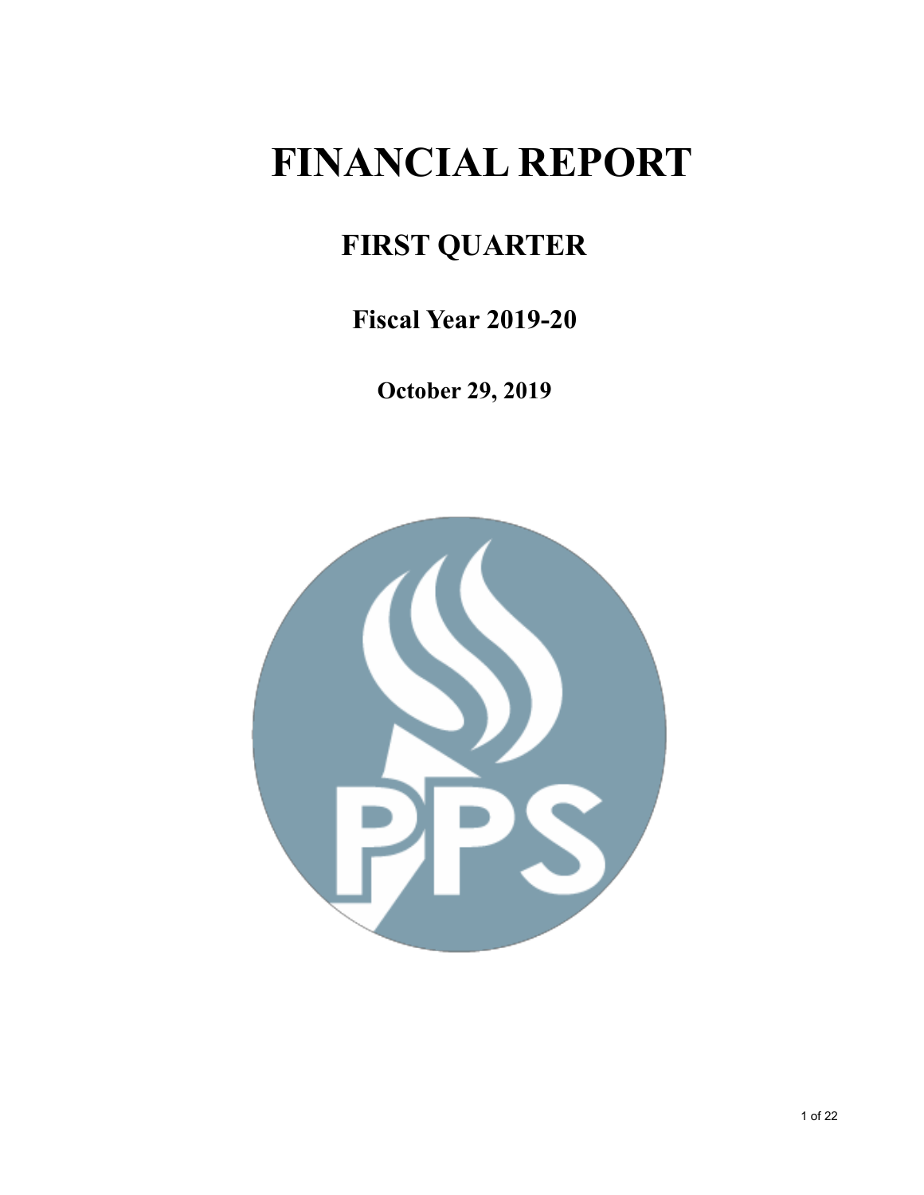# FINANCIAL REPORT

## FIRST QUARTER

### Fiscal Year 2019-20

**October 29, 2019**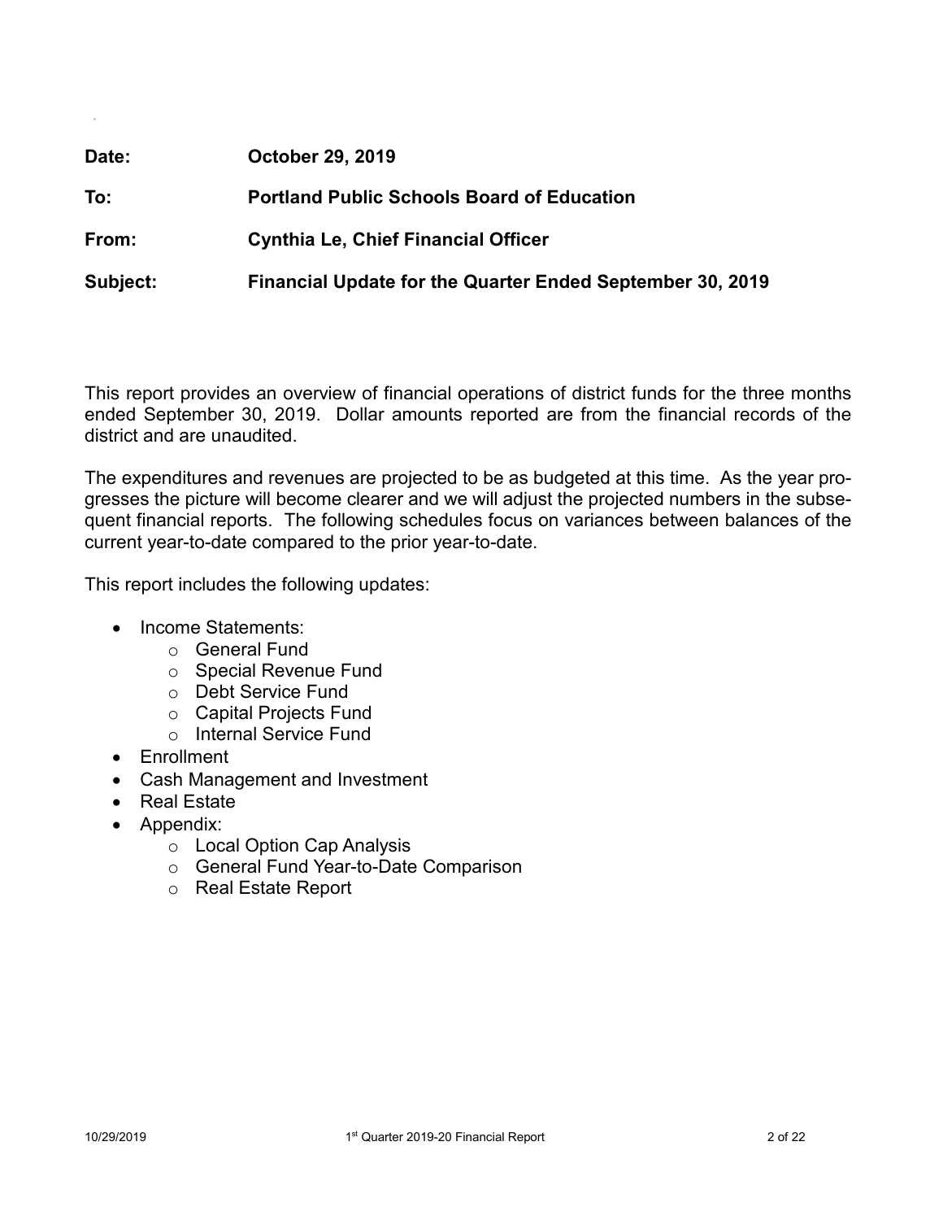**Date:** **October 29, 2019**

**To:** **Portland Public Schools Board of Education**

**From:** **Cynthia Le, Chief Financial Officer**

**Subject:** **Financial Update for the Quarter Ended September 30, 2019**

This report provides an overview of financial operations of district funds for the three months ended September 30, 2019. Dollar amounts reported are from the financial records of the district and are unaudited.

The expenditures and revenues are projected to be as budgeted at this time. As the year progresses the picture will become clearer and we will adjust the projected numbers in the subsequent financial reports. The following schedules focus on variances between balances of the current year-to-date compared to the prior year-to-date.

This report includes the following updates:

- Income Statements:
  - General Fund
  - Special Revenue Fund
  - Debt Service Fund
  - Capital Projects Fund
  - Internal Service Fund
- Enrollment
- Cash Management and Investment
- Real Estate
- Appendix:
  - Local Option Cap Analysis
  - General Fund Year-to-Date Comparison
  - Real Estate Report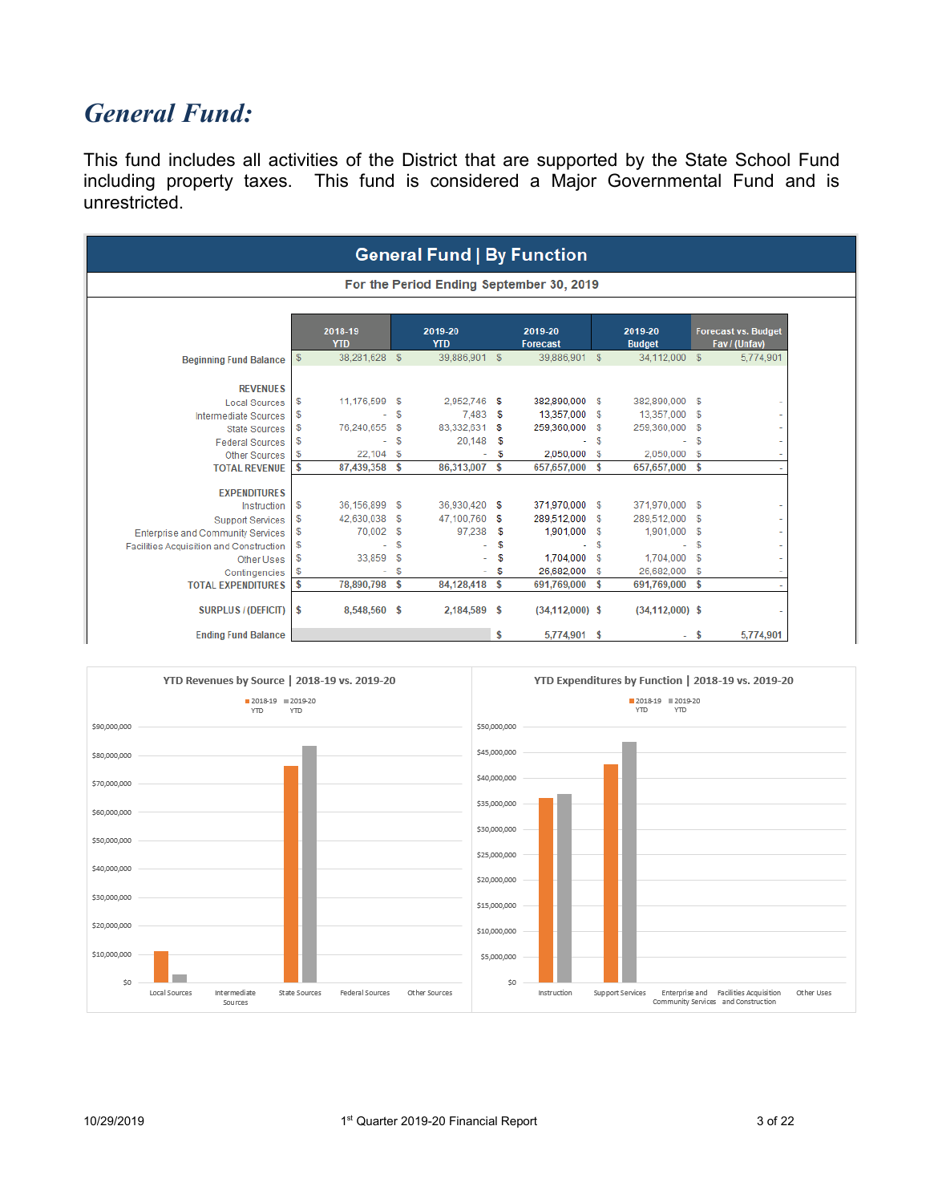# *General Fund:*

This fund includes all activities of the District that are supported by the State School Fund including property taxes. This fund is considered a Major Governmental Fund and is unrestricted.

## General Fund | By Function

For the Period Ending September 30, 2019

| | 2018-19 YTD | 2019-20 YTD | 2019-20 Forecast | 2019-20 Budget | Forecast vs. Budget Fav / (Unfav) |
|---|---|---|---|---|---|
| **Beginning Fund Balance** | $ 38,231,628 | $ 39,886,901 | $ 39,886,901 | $ 34,112,000 | $ 5,774,901 |
| **REVENUES** | | | | | |
| Local Sources | $ 11,176,599 | $ 2,952,746 | $ 382,890,000 | $ 382,890,000 | $ - |
| Intermediate Sources | $ - | $ 7,483 | $ 13,357,000 | $ 13,357,000 | $ - |
| State Sources | $ 76,240,655 | $ 83,332,631 | $ 259,360,000 | $ 259,360,000 | $ - |
| Federal Sources | $ - | $ 20,148 | $ - | $ - | $ - |
| Other Sources | $ 22,104 | $ - | $ 2,050,000 | $ 2,050,000 | $ - |
| **TOTAL REVENUE** | $ 87,439,358 | $ 86,313,007 | $ 657,657,000 | $ 657,657,000 | $ - |
| **EXPENDITURES** | | | | | |
| Instruction | $ 36,156,899 | $ 36,930,420 | $ 371,970,000 | $ 371,970,000 | $ - |
| Support Services | $ 42,630,038 | $ 47,100,760 | $ 289,512,000 | $ 289,512,000 | $ - |
| Enterprise and Community Services | $ 70,002 | $ 97,238 | $ 1,901,000 | $ 1,901,000 | $ - |
| Facilities Acquisition and Construction | $ - | $ - | $ - | $ - | $ - |
| Other Uses | $ 33,859 | $ - | $ 1,704,000 | $ 1,704,000 | $ - |
| Contingencies | $ - | $ - | $ 26,682,000 | $ 26,682,000 | $ - |
| **TOTAL EXPENDITURES** | $ 78,890,798 | $ 84,128,418 | $ 691,769,000 | $ 691,769,000 | $ - |
| **SURPLUS / (DEFICIT)** | $ 8,548,560 | $ 2,184,589 | $ (34,112,000) | $ (34,112,000) | $ - |
| **Ending Fund Balance** | | | $ 5,774,901 | $ - | $ 5,774,901 |

**YTD Revenues by Source | 2018-19 vs. 2019-20**

**YTD Expenditures by Function | 2018-19 vs. 2019-20**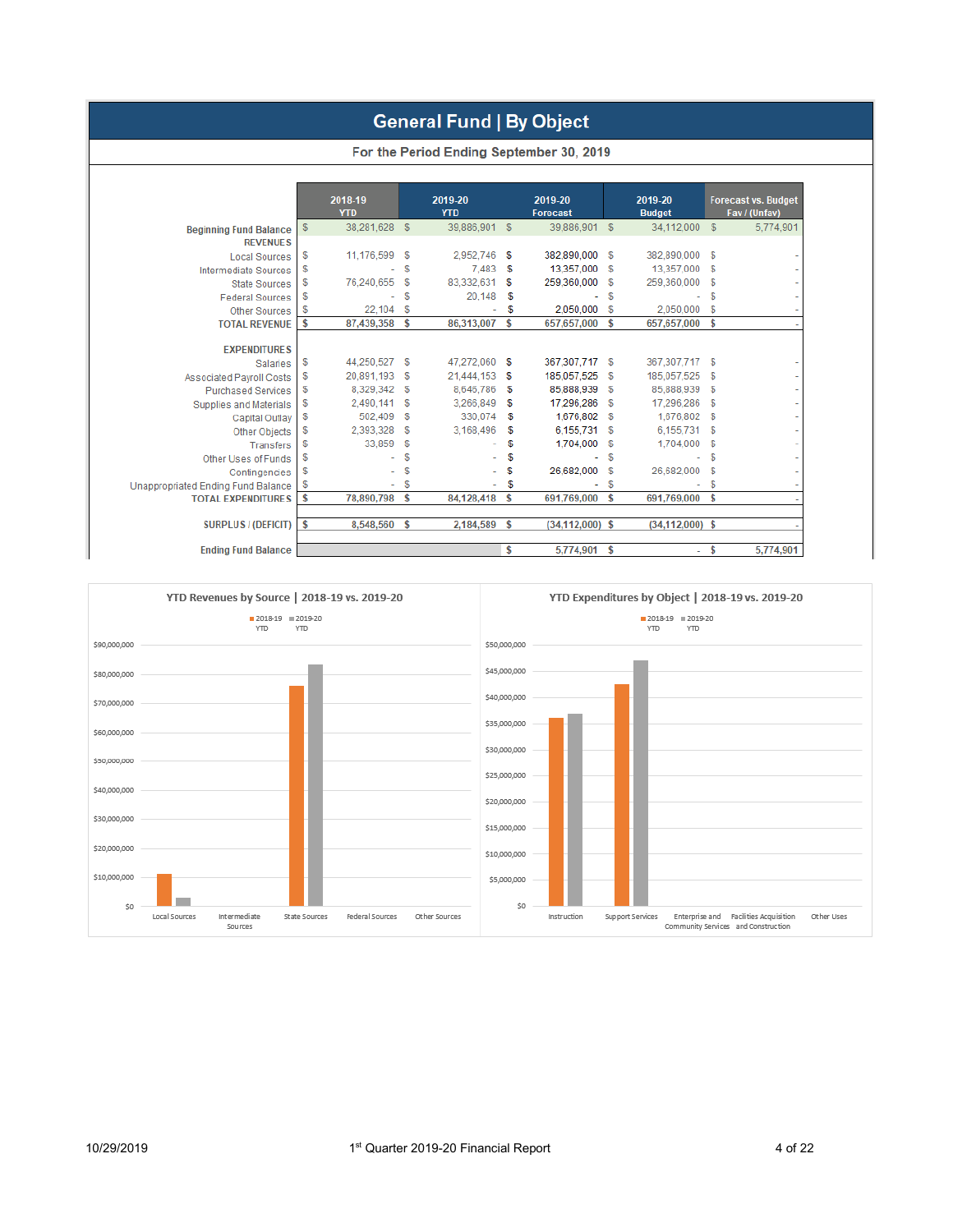# General Fund | By Object

**For the Period Ending September 30, 2019**

| | 2018-19 YTD | 2019-20 YTD | 2019-20 Forecast | 2019-20 Budget | Forecast vs. Budget Fav / (Unfav) |
|---|---|---|---|---|---|
| **Beginning Fund Balance** | $ 38,281,628 | $ 39,886,901 | $ 39,886,901 | $ 34,112,000 | $ 5,774,901 |
| **REVENUES** | | | | | |
| Local Sources | $ 11,176,599 | $ 2,952,746 | $ 382,890,000 | $ 382,890,000 | $ - |
| Intermediate Sources | $ - | $ 7,483 | $ 13,357,000 | $ 13,357,000 | $ - |
| State Sources | $ 76,240,655 | $ 83,332,631 | $ 259,360,000 | $ 259,360,000 | $ - |
| Federal Sources | $ - | $ 20,148 | $ | $ - | $ - |
| Other Sources | $ 22,104 | $ - | $ 2,050,000 | $ 2,050,000 | $ - |
| **TOTAL REVENUE** | $ 87,439,358 | $ 86,313,007 | $ 657,657,000 | $ 657,657,000 | $ - |
| **EXPENDITURES** | | | | | |
| Salaries | $ 44,250,527 | $ 47,272,060 | $ 367,307,717 | $ 367,307,717 | $ - |
| Associated Payroll Costs | $ 20,891,193 | $ 21,444,153 | $ 185,057,525 | $ 185,057,525 | $ - |
| Purchased Services | $ 8,329,342 | $ 8,645,786 | $ 85,888,939 | $ 85,888,939 | $ - |
| Supplies and Materials | $ 2,490,141 | $ 3,265,849 | $ 17,296,286 | $ 17,296,286 | $ - |
| Capital Outlay | $ 502,409 | $ 330,074 | $ 1,676,802 | $ 1,676,802 | $ - |
| Other Objects | $ 2,393,328 | $ 3,168,496 | $ 6,155,731 | $ 6,155,731 | $ - |
| Transfers | $ 33,859 | $ - | $ 1,704,000 | $ 1,704,000 | $ - |
| Other Uses of Funds | $ - | $ - | $ - | $ - | $ - |
| Contingencies | $ - | $ - | $ 26,682,000 | $ 26,682,000 | $ - |
| Unappropriated Ending Fund Balance | $ - | $ - | $ - | $ - | $ - |
| **TOTAL EXPENDITURES** | $ 78,890,798 | $ 84,128,418 | $ 691,769,000 | $ 691,769,000 | $ - |
| **SURPLUS / (DEFICIT)** | $ 8,548,560 | $ 2,184,589 | $ (34,112,000) | $ (34,112,000) | $ - |
| **Ending Fund Balance** | | | $ 5,774,901 | $ - | $ 5,774,901 |

**YTD Revenues by Source | 2018-19 vs. 2019-20**

**YTD Expenditures by Object | 2018-19 vs. 2019-20**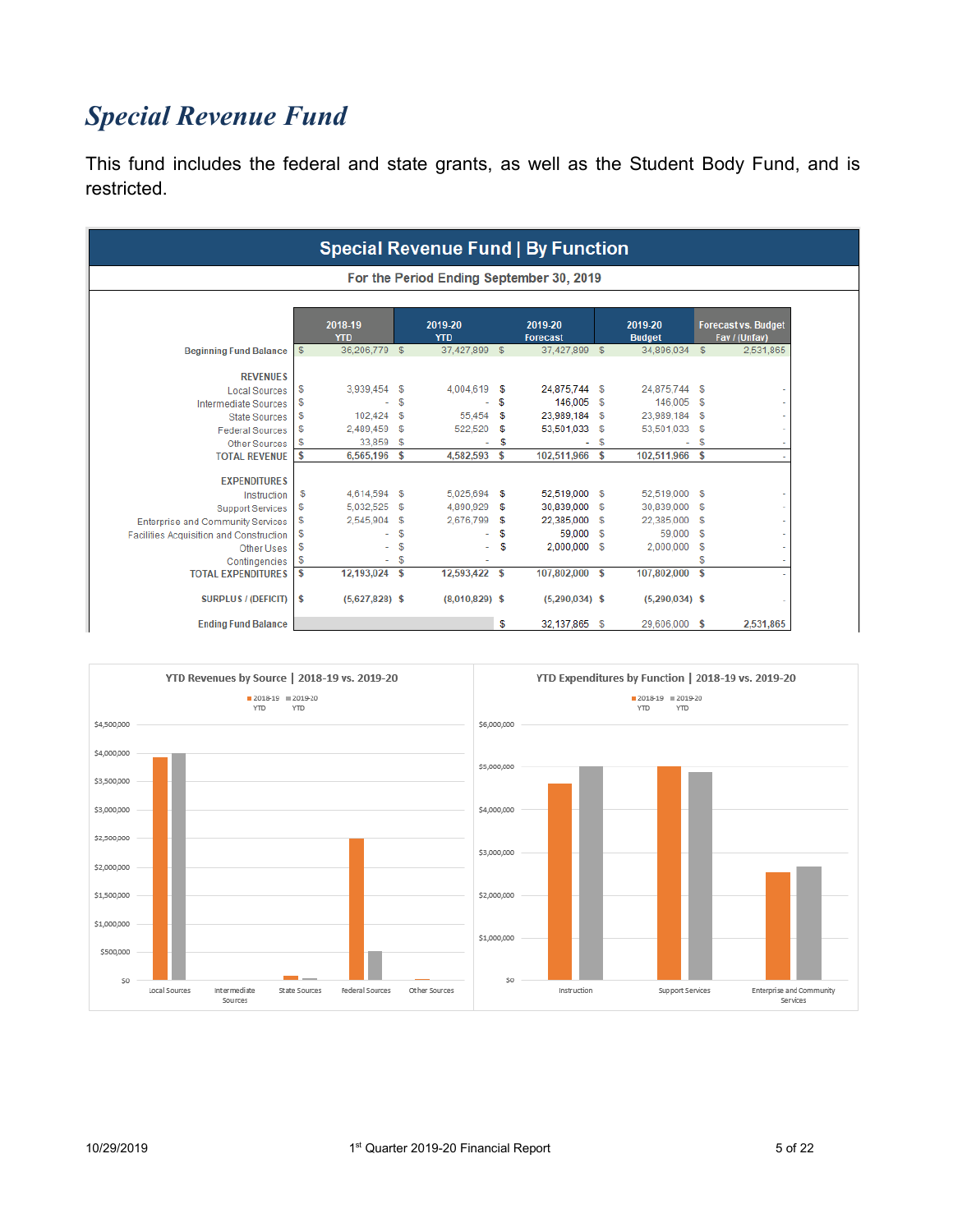# *Special Revenue Fund*

This fund includes the federal and state grants, as well as the Student Body Fund, and is restricted.

**Special Revenue Fund | By Function**

For the Period Ending September 30, 2019

| | 2018-19 YTD | 2019-20 YTD | 2019-20 Forecast | 2019-20 Budget | Forecast vs. Budget Fav / (Unfav) |
|---|---|---|---|---|---|
| **Beginning Fund Balance** | $ 36,206,779 | $ 37,427,899 | $ 37,427,899 | $ 34,896,034 | $ 2,531,865 |
| **REVENUES** | | | | | |
| Local Sources | $ 3,939,454 | $ 4,004,619 | $ 24,875,744 | $ 24,875,744 | $ - |
| Intermediate Sources | $ - | $ - | $ 146,005 | $ 146,005 | $ - |
| State Sources | $ 102,424 | $ 55,454 | $ 23,989,184 | $ 23,989,184 | $ - |
| Federal Sources | $ 2,489,459 | $ 522,520 | $ 53,501,033 | $ 53,501,033 | $ - |
| Other Sources | $ 33,859 | $ - | $ - | $ - | $ - |
| **TOTAL REVENUE** | $ 6,565,196 | $ 4,582,593 | $ 102,511,966 | $ 102,511,966 | $ - |
| **EXPENDITURES** | | | | | |
| Instruction | $ 4,614,594 | $ 5,025,694 | $ 52,519,000 | $ 52,519,000 | $ - |
| Support Services | $ 5,032,525 | $ 4,890,929 | $ 30,839,000 | $ 30,839,000 | $ - |
| Enterprise and Community Services | $ 2,545,904 | $ 2,676,799 | $ 22,385,000 | $ 22,385,000 | $ - |
| Facilities Acquisition and Construction | $ - | $ - | $ 59,000 | $ 59,000 | $ - |
| Other Uses | $ - | $ - | $ 2,000,000 | $ 2,000,000 | $ - |
| Contingencies | $ - | $ - | | | $ - |
| **TOTAL EXPENDITURES** | $ 12,193,024 | $ 12,593,422 | $ 107,802,000 | $ 107,802,000 | $ - |
| **SURPLUS / (DEFICIT)** | $ (5,627,828) | $ (8,010,829) | $ (5,290,034) | $ (5,290,034) | $ - |
| **Ending Fund Balance** | | | $ 32,137,865 | $ 29,606,000 | $ 2,531,865 |

**YTD Revenues by Source | 2018-19 vs. 2019-20**

**YTD Expenditures by Function | 2018-19 vs. 2019-20**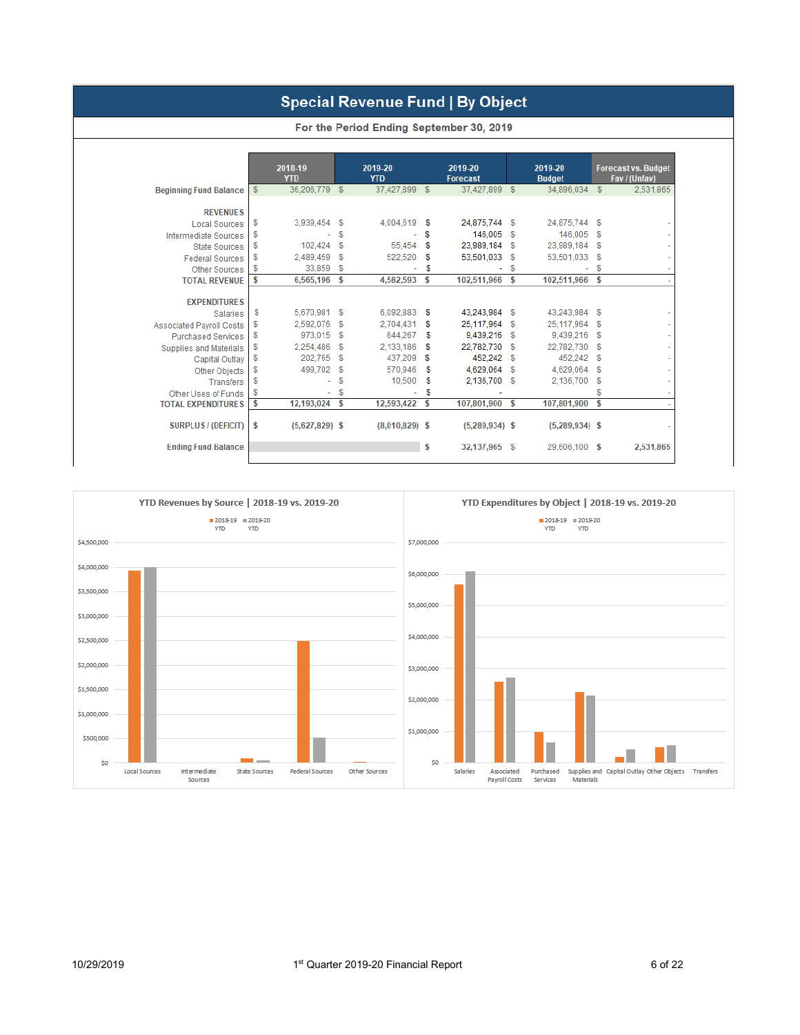# Special Revenue Fund | By Object

**For the Period Ending September 30, 2019**

| | 2018-19 YTD | 2019-20 YTD | 2019-20 Forecast | 2019-20 Budget | Forecast vs. Budget Fav / (Unfav) |
|---|---|---|---|---|---|
| **Beginning Fund Balance** | $ 36,206,779 | $ 37,427,899 | $ 37,427,899 | $ 34,896,034 | $ 2,531,865 |
| **REVENUES** | | | | | |
| Local Sources | $ 3,939,454 | $ 4,004,619 | $ 24,875,744 | $ 24,875,744 | $ - |
| Intermediate Sources | $ - | $ - | $ 146,005 | $ 146,005 | $ - |
| State Sources | $ 102,424 | $ 55,454 | $ 23,989,184 | $ 23,989,184 | $ - |
| Federal Sources | $ 2,489,459 | $ 522,520 | $ 53,501,033 | $ 53,501,033 | $ - |
| Other Sources | $ 33,859 | $ - | $ - | $ - | $ - |
| **TOTAL REVENUE** | **$ 6,565,196** | **$ 4,582,593** | **$ 102,511,966** | **$ 102,511,966** | **$ -** |
| **EXPENDITURES** | | | | | |
| Salaries | $ 5,670,981 | $ 6,092,883 | $ 43,243,984 | $ 43,243,984 | $ - |
| Associated Payroll Costs | $ 2,592,076 | $ 2,704,431 | $ 25,117,964 | $ 25,117,964 | $ - |
| Purchased Services | $ 973,015 | $ 644,267 | $ 9,439,216 | $ 9,439,216 | $ - |
| Supplies and Materials | $ 2,254,486 | $ 2,133,186 | $ 22,782,730 | $ 22,782,730 | $ - |
| Capital Outlay | $ 202,765 | $ 437,209 | $ 452,242 | $ 452,242 | $ - |
| Other Objects | $ 499,702 | $ 570,946 | $ 4,629,064 | $ 4,629,064 | $ - |
| Transfers | $ - | $ 10,500 | $ 2,136,700 | $ 2,136,700 | $ - |
| Other Uses of Funds | $ - | $ - | $ - | | $ - |
| **TOTAL EXPENDITURES** | **$ 12,193,024** | **$ 12,593,422** | **$ 107,801,900** | **$ 107,801,900** | **$ -** |
| **SURPLUS / (DEFICIT)** | **$ (5,627,829)** | **$ (8,010,829)** | **$ (5,289,934)** | **$ (5,289,934)** | **$ -** |
| **Ending Fund Balance** | | | $ 32,137,965 | $ 29,606,100 | $ 2,531,865 |

## YTD Revenues by Source | 2018-19 vs. 2019-20

## YTD Expenditures by Object | 2018-19 vs. 2019-20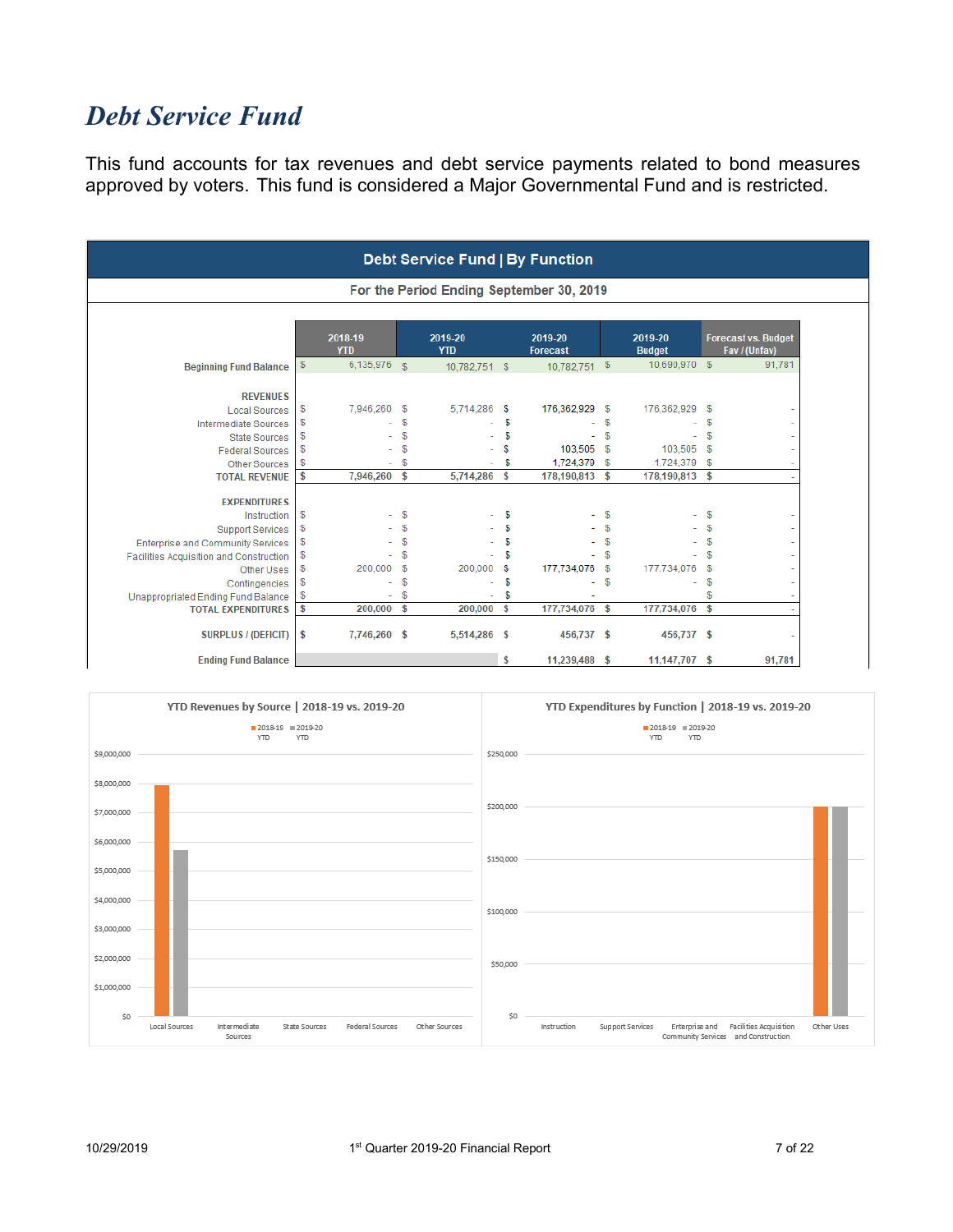# *Debt Service Fund*

This fund accounts for tax revenues and debt service payments related to bond measures approved by voters. This fund is considered a Major Governmental Fund and is restricted.

**Debt Service Fund | By Function**

For the Period Ending September 30, 2019

| | 2018-19 YTD | 2019-20 YTD | 2019-20 Forecast | 2019-20 Budget | Forecast vs. Budget Fav / (Unfav) |
|---|---|---|---|---|---|
| Beginning Fund Balance | $ 6,135,976 | $ 10,782,751 | $ 10,782,751 | $ 10,690,970 | $ 91,781 |
| **REVENUES** | | | | | |
| Local Sources | $ 7,946,260 | $ 5,714,286 | $ 176,362,929 | $ 176,362,929 | $ - |
| Intermediate Sources | $ - | $ - | $ - | $ - | $ - |
| State Sources | $ - | $ - | $ - | $ - | $ - |
| Federal Sources | $ - | $ - | $ 103,505 | $ 103,505 | $ - |
| Other Sources | $ - | $ - | $ 1,724,379 | $ 1,724,379 | $ - |
| **TOTAL REVENUE** | **$ 7,946,260** | **$ 5,714,286** | **$ 178,190,813** | **$ 178,190,813** | **$ -** |
| **EXPENDITURES** | | | | | |
| Instruction | $ - | $ - | $ - | $ - | $ - |
| Support Services | $ - | $ - | $ - | $ - | $ - |
| Enterprise and Community Services | $ - | $ - | $ - | $ - | $ - |
| Facilities Acquisition and Construction | $ - | $ - | $ - | $ - | $ - |
| Other Uses | $ 200,000 | $ 200,000 | $ 177,734,076 | $ 177,734,076 | $ - |
| Contingencies | $ - | $ - | $ - | $ - | $ - |
| Unappropriated Ending Fund Balance | $ - | $ - | $ - | | $ - |
| **TOTAL EXPENDITURES** | **$ 200,000** | **$ 200,000** | **$ 177,734,076** | **$ 177,734,076** | **$ -** |
| **SURPLUS / (DEFICIT)** | **$ 7,746,260** | **$ 5,514,286** | **$ 456,737** | **$ 456,737** | **$ -** |
| **Ending Fund Balance** | | | **$ 11,239,488** | **$ 11,147,707** | **$ 91,781** |

**YTD Revenues by Source | 2018-19 vs. 2019-20**

**YTD Expenditures by Function | 2018-19 vs. 2019-20**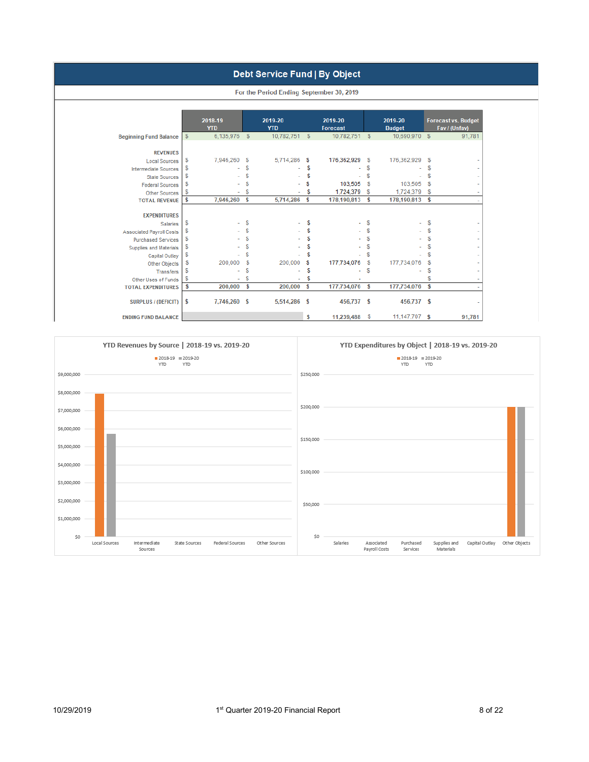# Debt Service Fund | By Object

For the Period Ending September 30, 2019

| | 2018-19 YTD | 2019-20 YTD | 2019-20 Forecast | 2019-20 Budget | Forecast vs. Budget Fav / (Unfav) |
|---|---|---|---|---|---|
| Beginning Fund Balance | $ 6,135,975 | $ 10,782,751 | $ 10,782,751 | $ 10,690,970 | $ 91,781 |
| **REVENUES** | | | | | |
| Local Sources | $ 7,946,260 | $ 5,714,286 | $ 176,362,929 | $ 176,362,929 | $ - |
| Intermediate Sources | $ - | $ - | $ - | $ - | $ - |
| State Sources | $ - | $ - | $ - | $ - | $ - |
| Federal Sources | $ - | $ - | $ 103,505 | $ 103,505 | $ - |
| Other Sources | $ - | $ - | $ 1,724,379 | $ 1,724,379 | $ - |
| TOTAL REVENUE | $ 7,946,260 | $ 5,714,286 | $ 178,190,813 | $ 178,190,813 | $ - |
| **EXPENDITURES** | | | | | |
| Salaries | $ - | $ - | $ - | $ - | $ - |
| Associated Payroll Costs | $ - | $ - | $ - | $ - | $ - |
| Purchased Services | $ - | $ - | $ - | $ - | $ - |
| Supplies and Materials | $ - | $ - | $ - | $ - | $ - |
| Capital Outlay | $ - | $ - | $ - | $ - | $ - |
| Other Objects | $ 200,000 | $ 200,000 | $ 177,734,076 | $ 177,734,076 | $ - |
| Transfers | $ - | $ - | $ - | $ - | $ - |
| Other Uses of Funds | $ - | $ - | $ - | | $ - |
| TOTAL EXPENDITURES | $ 200,000 | $ 200,000 | $ 177,734,076 | $ 177,734,076 | $ - |
| SURPLUS / (DEFICIT) | $ 7,746,260 | $ 5,514,286 | $ 456,737 | $ 456,737 | $ - |
| ENDING FUND BALANCE | | | $ 11,239,488 | $ 11,147,707 | $ 91,781 |

## YTD Revenues by Source | 2018-19 vs. 2019-20

## YTD Expenditures by Object | 2018-19 vs. 2019-20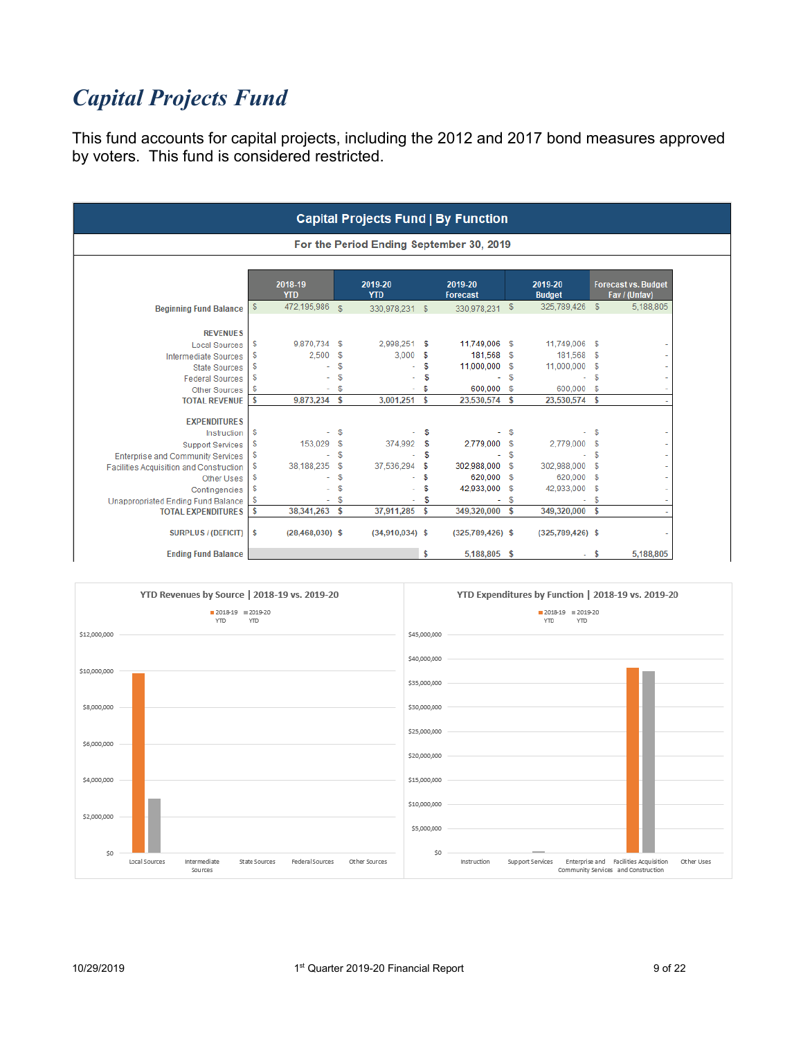# *Capital Projects Fund*

This fund accounts for capital projects, including the 2012 and 2017 bond measures approved by voters. This fund is considered restricted.

**Capital Projects Fund | By Function**

**For the Period Ending September 30, 2019**

| | 2018-19 YTD | 2019-20 YTD | 2019-20 Forecast | 2019-20 Budget | Forecast vs. Budget Fav / (Unfav) |
|---|---|---|---|---|---|
| **Beginning Fund Balance** | $ 472,195,986 | $ 330,978,231 | $ 330,978,231 | $ 325,789,426 | $ 5,188,805 |
| **REVENUES** | | | | | |
| Local Sources | $ 9,870,734 | $ 2,998,251 | $ 11,749,006 | $ 11,749,006 | $ - |
| Intermediate Sources | $ 2,500 | $ 3,000 | $ 181,568 | $ 181,568 | $ - |
| State Sources | $ - | $ - | $ 11,000,000 | $ 11,000,000 | $ - |
| Federal Sources | $ - | $ - | $ - | $ - | $ - |
| Other Sources | $ - | $ - | $ 600,000 | $ 600,000 | $ - |
| **TOTAL REVENUE** | **$ 9,873,234** | **$ 3,001,251** | **$ 23,530,574** | **$ 23,530,574** | **$ -** |
| **EXPENDITURES** | | | | | |
| Instruction | $ - | $ - | $ - | $ - | $ - |
| Support Services | $ 153,029 | $ 374,992 | $ 2,779,000 | $ 2,779,000 | $ - |
| Enterprise and Community Services | $ - | $ - | $ - | $ - | $ - |
| Facilities Acquisition and Construction | $ 38,188,235 | $ 37,536,294 | $ 302,988,000 | $ 302,988,000 | $ - |
| Other Uses | $ - | $ - | $ 620,000 | $ 620,000 | $ - |
| Contingencies | $ - | $ - | $ 42,933,000 | $ 42,933,000 | $ - |
| Unappropriated Ending Fund Balance | $ - | $ - | $ - | $ - | $ - |
| **TOTAL EXPENDITURES** | **$ 38,341,263** | **$ 37,911,285** | **$ 349,320,000** | **$ 349,320,000** | **$ -** |
| **SURPLUS / (DEFICIT)** | **$ (28,468,030)** | **$ (34,910,034)** | **$ (325,789,426)** | **$ (325,789,426)** | **$ -** |
| **Ending Fund Balance** | | | $ 5,188,805 | $ - | $ 5,188,805 |

**YTD Revenues by Source | 2018-19 vs. 2019-20**

**YTD Expenditures by Function | 2018-19 vs. 2019-20**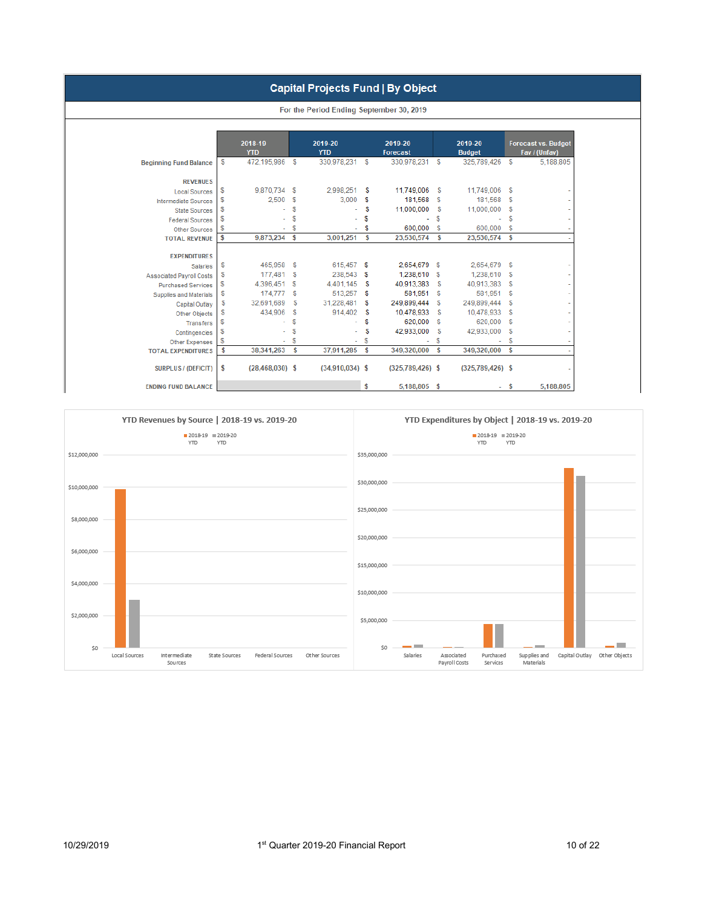# Capital Projects Fund | By Object

For the Period Ending September 30, 2019

| | 2018-19 YTD | 2019-20 YTD | 2019-20 Forecast | 2019-20 Budget | Forecast vs. Budget Fav / (Unfav) |
|---|---|---|---|---|---|
| **Beginning Fund Balance** | $ 472,195,986 | $ 330,978,231 | $ 330,978,231 | $ 325,789,426 | $ 5,188,805 |
| **REVENUES** | | | | | |
| Local Sources | $ 9,870,734 | $ 2,998,251 | $ 11,749,006 | $ 11,749,006 | $ - |
| Intermediate Sources | $ 2,500 | $ 3,000 | $ 181,568 | $ 181,568 | $ - |
| State Sources | $ - | $ - | $ 11,000,000 | $ 11,000,000 | $ - |
| Federal Sources | $ - | $ - | $ - | $ - | $ - |
| Other Sources | $ - | $ - | $ 600,000 | $ 600,000 | $ - |
| **TOTAL REVENUE** | **$ 9,873,234** | **$ 3,001,251** | **$ 23,530,574** | **$ 23,530,574** | **$ -** |
| **EXPENDITURES** | | | | | |
| Salaries | $ 465,958 | $ 615,457 | $ 2,654,679 | $ 2,654,679 | $ - |
| Associated Payroll Costs | $ 177,481 | $ 238,543 | $ 1,238,610 | $ 1,238,610 | $ - |
| Purchased Services | $ 4,396,451 | $ 4,401,145 | $ 40,913,383 | $ 40,913,383 | $ - |
| Supplies and Materials | $ 174,777 | $ 513,257 | $ 581,951 | $ 581,951 | $ - |
| Capital Outlay | $ 32,691,689 | $ 31,228,481 | $ 249,899,444 | $ 249,899,444 | $ - |
| Other Objects | $ 434,906 | $ 914,402 | $ 10,478,933 | $ 10,478,933 | $ - |
| Transfers | $ - | $ - | $ 620,000 | $ 620,000 | $ - |
| Contingences | $ - | $ - | $ 42,933,000 | $ 42,933,000 | $ - |
| Other Expenses | $ - | $ - | $ - | $ - | $ - |
| **TOTAL EXPENDITURES** | **$ 38,341,263** | **$ 37,911,285** | **$ 349,320,000** | **$ 349,320,000** | **$ -** |
| **SURPLUS / (DEFICIT)** | **$ (28,468,030)** | **$ (34,910,034)** | **$ (325,789,426)** | **$ (325,789,426)** | **$ -** |
| **ENDING FUND BALANCE** | | | **$ 5,188,805** | **$ -** | **$ 5,188,805** |

## YTD Revenues by Source | 2018-19 vs. 2019-20

## YTD Expenditures by Object | 2018-19 vs. 2019-20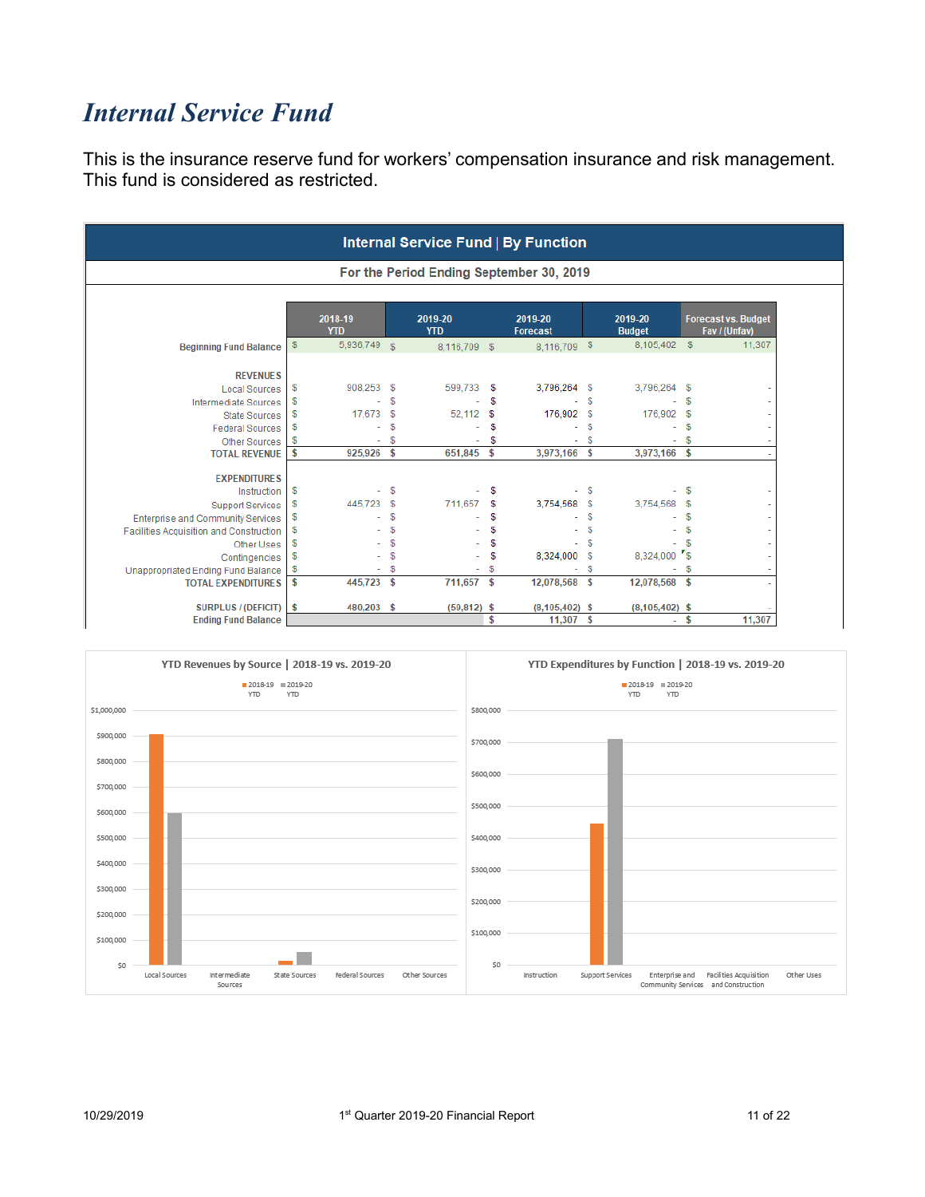# *Internal Service Fund*

This is the insurance reserve fund for workers' compensation insurance and risk management. This fund is considered as restricted.

**Internal Service Fund | By Function**

**For the Period Ending September 30, 2019**

| | 2018-19 YTD | 2019-20 YTD | 2019-20 Forecast | 2019-20 Budget | Forecast vs. Budget Fav / (Unfav) |
|---|---|---|---|---|---|
| Beginning Fund Balance | $ 5,930,749 | $ 8,116,709 | $ 8,116,709 | $ 8,105,402 | $ 11,307 |
| **REVENUES** | | | | | |
| Local Sources | $ 908,253 | $ 599,733 | $ 3,796,264 | $ 3,796,264 | $ - |
| Intermediate Sources | $ - | $ - | $ - | $ - | $ - |
| State Sources | $ 17,673 | $ 52,112 | $ 176,902 | $ 176,902 | $ - |
| Federal Sources | $ - | $ - | $ - | $ - | $ - |
| Other Sources | $ - | $ - | $ - | $ - | $ - |
| **TOTAL REVENUE** | **$ 925,926** | **$ 651,845** | **$ 3,973,166** | **$ 3,973,166** | **$ -** |
| **EXPENDITURES** | | | | | |
| Instruction | $ - | $ - | $ - | $ - | $ - |
| Support Services | $ 445,723 | $ 711,657 | $ 3,754,568 | $ 3,754,568 | $ - |
| Enterprise and Community Services | $ - | $ - | $ - | $ - | $ - |
| Facilities Acquisition and Construction | $ - | $ - | $ - | $ - | $ - |
| Other Uses | $ - | $ - | $ - | $ - | $ - |
| Contingencies | $ - | $ - | $ 8,324,000 | $ 8,324,000 | $ - |
| Unappropriated Ending Fund Balance | $ - | $ - | $ - | $ - | $ - |
| **TOTAL EXPENDITURES** | **$ 445,723** | **$ 711,657** | **$ 12,078,568** | **$ 12,078,568** | **$ -** |
| **SURPLUS / (DEFICIT)** | **$ 480,203** | **$ (59,812)** | **$ (8,105,402)** | **$ (8,105,402)** | **$ -** |
| **Ending Fund Balance** | | | **$ 11,307** | **$ -** | **$ 11,307** |

**YTD Revenues by Source | 2018-19 vs. 2019-20**

**YTD Expenditures by Function | 2018-19 vs. 2019-20**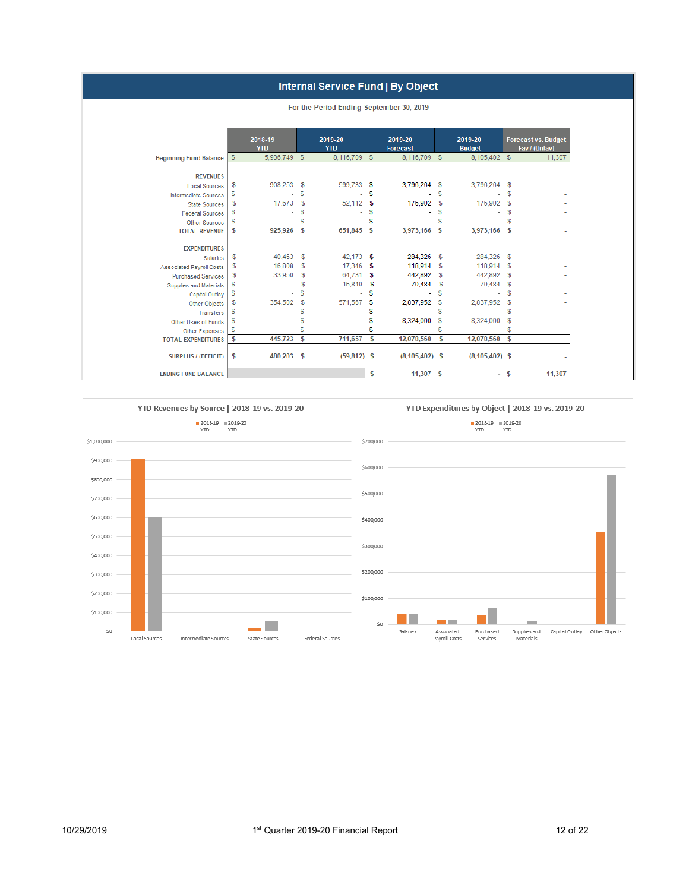# Internal Service Fund | By Object

For the Period Ending September 30, 2019

| | 2018-19 YTD | 2019-20 YTD | 2019-20 Forecast | 2019-20 Budget | Forecast vs. Budget Fav / (Unfav) |
|---|---|---|---|---|---|
| Beginning Fund Balance | $ 5,936,749 | $ 8,116,709 | $ 8,116,709 | $ 8,105,402 | $ 11,307 |
| **REVENUES** | | | | | |
| Local Sources | $ 908,253 | $ 599,733 | $ 3,796,264 | $ 3,796,264 | $ - |
| Intermediate Sources | $ - | $ - | $ - | $ - | $ - |
| State Sources | $ 17,673 | $ 52,112 | $ 176,902 | $ 176,902 | $ - |
| Federal Sources | $ - | $ - | $ - | $ - | $ - |
| Other Sources | $ - | $ - | $ - | $ - | $ - |
| **TOTAL REVENUE** | **$ 925,926** | **$ 651,845** | **$ 3,973,166** | **$ 3,973,166** | **$ -** |
| **EXPENDITURES** | | | | | |
| Salaries | $ 40,463 | $ 42,173 | $ 284,326 | $ 284,326 | $ - |
| Associated Payroll Costs | $ 16,808 | $ 17,346 | $ 118,914 | $ 118,914 | $ - |
| Purchased Services | $ 33,950 | $ 64,731 | $ 442,892 | $ 442,892 | $ - |
| Supplies and Materials | $ - | $ 15,840 | $ 70,484 | $ 70,484 | $ - |
| Capital Outlay | $ - | $ - | $ - | $ - | $ - |
| Other Objects | $ 354,502 | $ 571,567 | $ 2,837,952 | $ 2,837,952 | $ - |
| Transfers | $ - | $ - | $ - | $ - | $ - |
| Other Uses of Funds | $ - | $ - | $ 8,324,000 | $ 8,324,000 | $ - |
| Other Expenses | $ - | $ - | $ - | $ - | $ - |
| **TOTAL EXPENDITURES** | **$ 445,723** | **$ 711,657** | **$ 12,078,568** | **$ 12,078,568** | **$ -** |
| **SURPLUS / (DEFICIT)** | **$ 480,203** | **$ (59,812)** | **$ (8,105,402)** | **$ (8,105,402)** | **$ -** |
| **ENDING FUND BALANCE** | | | $ 11,307 | $ - | $ 11,307 |

## YTD Revenues by Source | 2018-19 vs. 2019-20

Legend: 2018-19 YTD, 2019-20 YTD

Axis: $0 to $1,000,000; Categories: Local Sources, Intermediate Sources, State Sources, Federal Sources

## YTD Expenditures by Object | 2018-19 vs. 2019-20

Legend: 2018-19 YTD, 2019-20 YTD

Axis: $0 to $700,000; Categories: Salaries, Associated Payroll Costs, Purchased Services, Supplies and Materials, Capital Outlay, Other Objects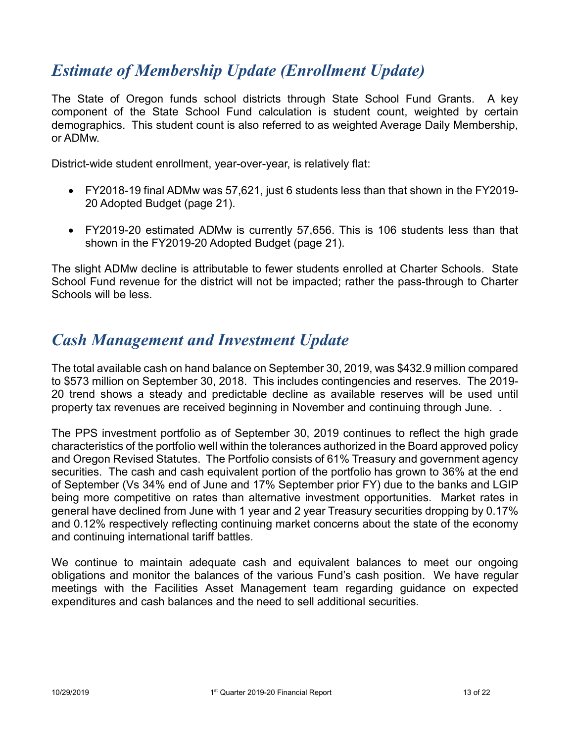## *Estimate of Membership Update (Enrollment Update)*

The State of Oregon funds school districts through State School Fund Grants. A key component of the State School Fund calculation is student count, weighted by certain demographics. This student count is also referred to as weighted Average Daily Membership, or ADMw.

District-wide student enrollment, year-over-year, is relatively flat:

- FY2018-19 final ADMw was 57,621, just 6 students less than that shown in the FY2019-20 Adopted Budget (page 21).
- FY2019-20 estimated ADMw is currently 57,656. This is 106 students less than that shown in the FY2019-20 Adopted Budget (page 21).

The slight ADMw decline is attributable to fewer students enrolled at Charter Schools. State School Fund revenue for the district will not be impacted; rather the pass-through to Charter Schools will be less.

## *Cash Management and Investment Update*

The total available cash on hand balance on September 30, 2019, was $432.9 million compared to $573 million on September 30, 2018. This includes contingencies and reserves. The 2019-20 trend shows a steady and predictable decline as available reserves will be used until property tax revenues are received beginning in November and continuing through June. .

The PPS investment portfolio as of September 30, 2019 continues to reflect the high grade characteristics of the portfolio well within the tolerances authorized in the Board approved policy and Oregon Revised Statutes. The Portfolio consists of 61% Treasury and government agency securities. The cash and cash equivalent portion of the portfolio has grown to 36% at the end of September (Vs 34% end of June and 17% September prior FY) due to the banks and LGIP being more competitive on rates than alternative investment opportunities. Market rates in general have declined from June with 1 year and 2 year Treasury securities dropping by 0.17% and 0.12% respectively reflecting continuing market concerns about the state of the economy and continuing international tariff battles.

We continue to maintain adequate cash and equivalent balances to meet our ongoing obligations and monitor the balances of the various Fund's cash position. We have regular meetings with the Facilities Asset Management team regarding guidance on expected expenditures and cash balances and the need to sell additional securities.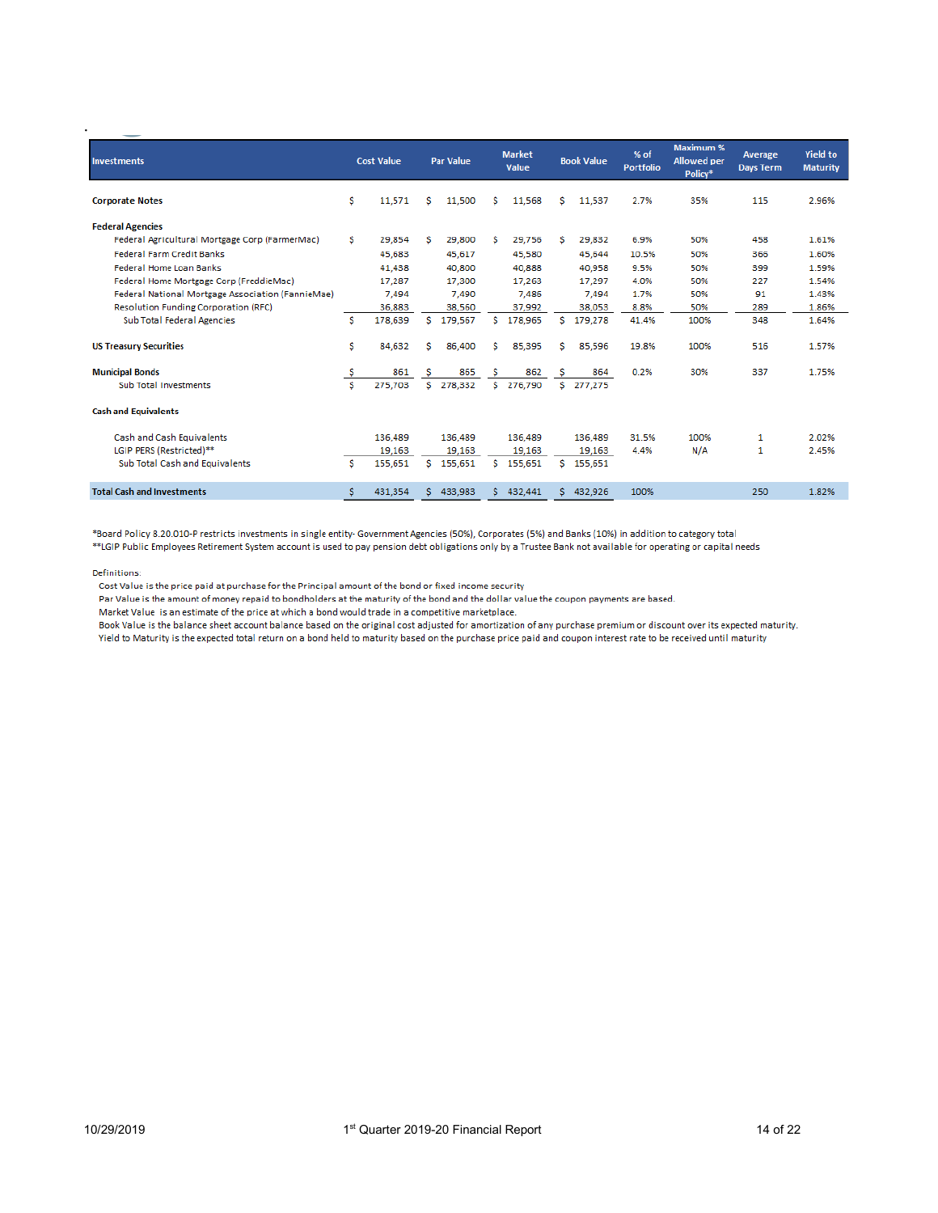| Investments | Cost Value | Par Value | Market Value | Book Value | % of Portfolio | Maximum % Allowed per Policy* | Average Days Term | Yield to Maturity |
|---|---|---|---|---|---|---|---|---|
| **Corporate Notes** | $ 11,571 | $ 11,500 | $ 11,568 | $ 11,537 | 2.7% | 35% | 115 | 2.96% |
| **Federal Agencies** | | | | | | | | |
| Federal Agricultural Mortgage Corp (FarmerMac) | $ 29,854 | $ 29,800 | $ 29,756 | $ 29,832 | 6.9% | 50% | 458 | 1.61% |
| Federal Farm Credit Banks | 45,683 | 45,617 | 45,580 | 45,644 | 10.5% | 50% | 365 | 1.60% |
| Federal Home Loan Banks | 41,438 | 40,800 | 40,888 | 40,958 | 9.5% | 50% | 399 | 1.59% |
| Federal Home Mortgage Corp (FreddieMac) | 17,287 | 17,300 | 17,263 | 17,297 | 4.0% | 50% | 227 | 1.54% |
| Federal National Mortgage Association (FannieMae) | 7,494 | 7,490 | 7,486 | 7,494 | 1.7% | 50% | 91 | 1.43% |
| Resolution Funding Corporation (RFC) | 36,883 | 38,560 | 37,992 | 38,053 | 8.8% | 50% | 289 | 1.86% |
| Sub Total Federal Agencies | $ 178,639 | $ 179,567 | $ 178,965 | $ 179,278 | 41.4% | 100% | 348 | 1.64% |
| **US Treasury Securities** | $ 84,632 | $ 86,400 | $ 85,395 | $ 85,596 | 19.8% | 100% | 516 | 1.57% |
| **Municipal Bonds** | $ 861 | $ 855 | $ 862 | $ 864 | 0.2% | 30% | 337 | 1.75% |
| Sub Total Investments | $ 275,703 | $ 278,332 | $ 276,790 | $ 277,275 | | | | |
| **Cash and Equivalents** | | | | | | | | |
| Cash and Cash Equivalents | 136,489 | 136,489 | 136,489 | 136,489 | 31.5% | 100% | 1 | 2.02% |
| LGIP PERS (Restricted)** | 19,163 | 19,163 | 19,163 | 19,163 | 4.4% | N/A | 1 | 2.45% |
| Sub Total Cash and Equivalents | $ 155,651 | $ 155,651 | $ 155,651 | $ 155,651 | | | | |
| **Total Cash and Investments** | $ 431,354 | $ 433,983 | $ 432,441 | $ 432,926 | 100% | | 250 | 1.82% |

*Board Policy 8.20.010-P restricts investments in single entity- Government Agencies (50%), Corporates (5%) and Banks (10%) in addition to category total
**LGIP Public Employees Retirement System account is used to pay pension debt obligations only by a Trustee Bank not available for operating or capital needs

Definitions:
Cost Value is the price paid at purchase for the Principal amount of the bond or fixed income security
Par Value is the amount of money repaid to bondholders at the maturity of the bond and the dollar value the coupon payments are based.
Market Value is an estimate of the price at which a bond would trade in a competitive marketplace.
Book Value is the balance sheet account balance based on the original cost adjusted for amortization of any purchase premium or discount over its expected maturity.
Yield to Maturity is the expected total return on a bond held to maturity based on the purchase price paid and coupon interest rate to be received until maturity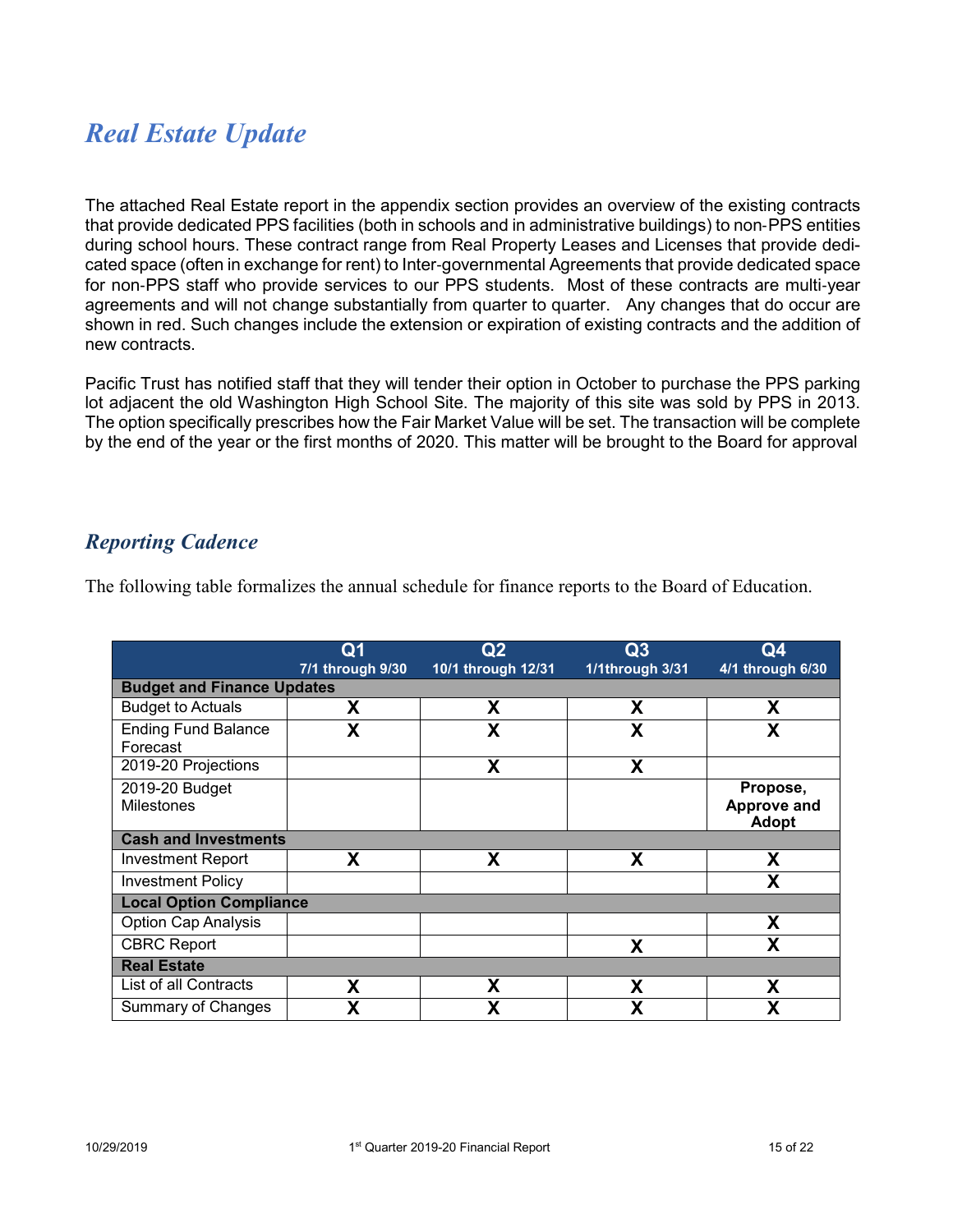## *Real Estate Update*

The attached Real Estate report in the appendix section provides an overview of the existing contracts that provide dedicated PPS facilities (both in schools and in administrative buildings) to non-PPS entities during school hours. These contract range from Real Property Leases and Licenses that provide dedicated space (often in exchange for rent) to Inter-governmental Agreements that provide dedicated space for non-PPS staff who provide services to our PPS students. Most of these contracts are multi-year agreements and will not change substantially from quarter to quarter. Any changes that do occur are shown in red. Such changes include the extension or expiration of existing contracts and the addition of new contracts.

Pacific Trust has notified staff that they will tender their option in October to purchase the PPS parking lot adjacent the old Washington High School Site. The majority of this site was sold by PPS in 2013. The option specifically prescribes how the Fair Market Value will be set. The transaction will be complete by the end of the year or the first months of 2020. This matter will be brought to the Board for approval

## *Reporting Cadence*

The following table formalizes the annual schedule for finance reports to the Board of Education.

| | Q1 7/1 through 9/30 | Q2 10/1 through 12/31 | Q3 1/1through 3/31 | Q4 4/1 through 6/30 |
|---|---|---|---|---|
| **Budget and Finance Updates** | | | | |
| Budget to Actuals | X | X | X | X |
| Ending Fund Balance Forecast | X | X | X | X |
| 2019-20 Projections | | X | X | |
| 2019-20 Budget Milestones | | | | Propose, Approve and Adopt |
| **Cash and Investments** | | | | |
| Investment Report | X | X | X | X |
| Investment Policy | | | | X |
| **Local Option Compliance** | | | | |
| Option Cap Analysis | | | | X |
| CBRC Report | | | X | X |
| **Real Estate** | | | | |
| List of all Contracts | X | X | X | X |
| Summary of Changes | X | X | X | X |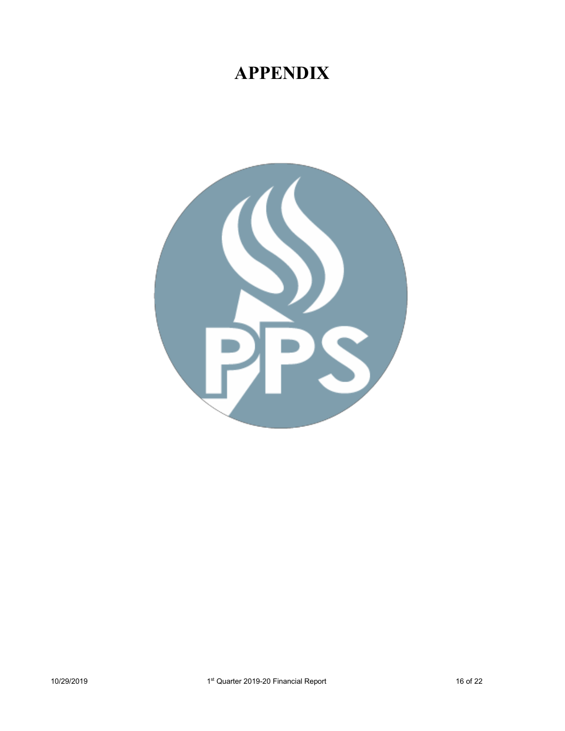# APPENDIX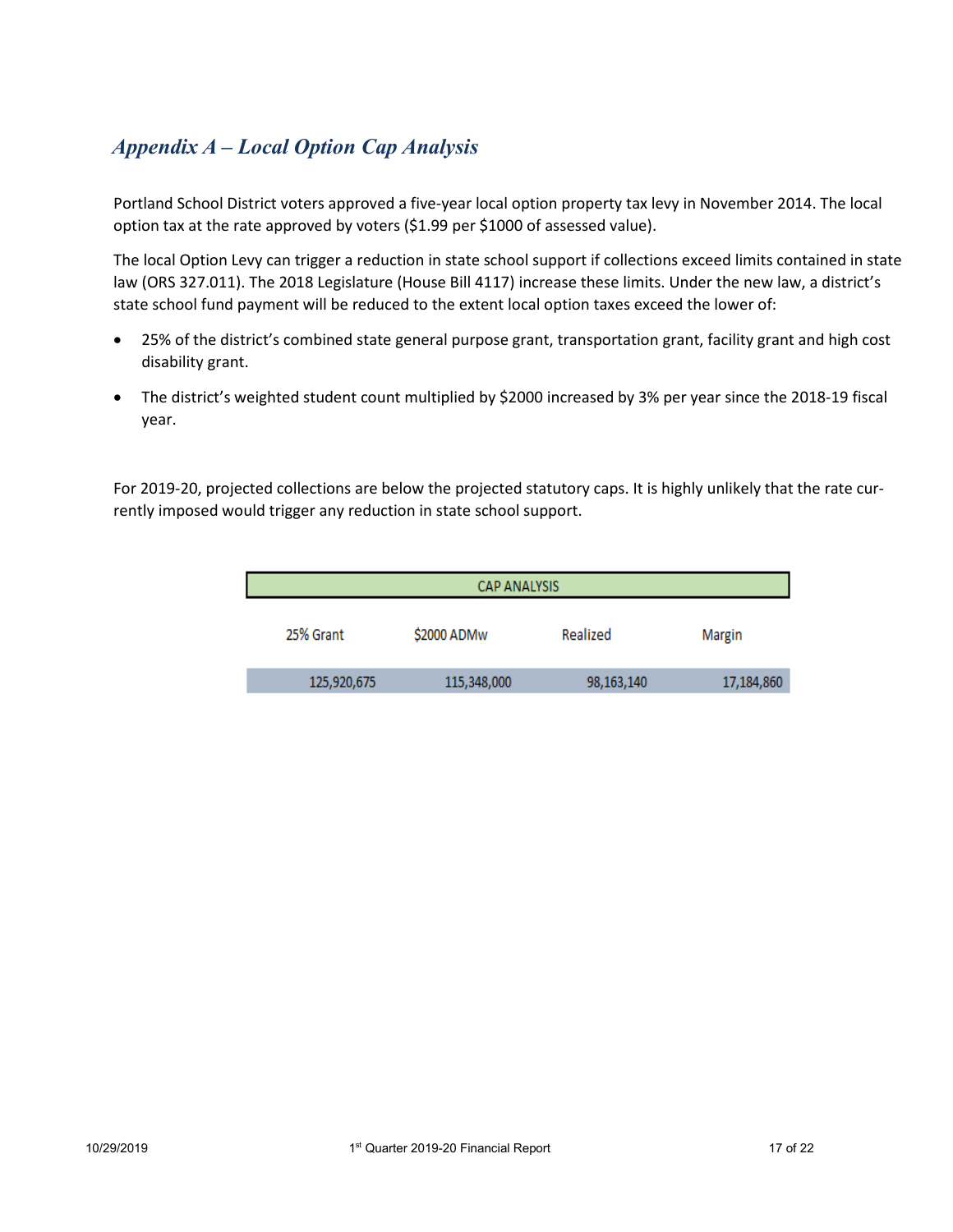## *Appendix A – Local Option Cap Analysis*

Portland School District voters approved a five-year local option property tax levy in November 2014. The local option tax at the rate approved by voters ($1.99 per $1000 of assessed value).

The local Option Levy can trigger a reduction in state school support if collections exceed limits contained in state law (ORS 327.011). The 2018 Legislature (House Bill 4117) increase these limits. Under the new law, a district's state school fund payment will be reduced to the extent local option taxes exceed the lower of:

- 25% of the district's combined state general purpose grant, transportation grant, facility grant and high cost disability grant.
- The district's weighted student count multiplied by $2000 increased by 3% per year since the 2018-19 fiscal year.

For 2019-20, projected collections are below the projected statutory caps. It is highly unlikely that the rate currently imposed would trigger any reduction in state school support.

| CAP ANALYSIS | | | |
|---|---|---|---|
| 25% Grant | $2000 ADMw | Realized | Margin |
| 125,920,675 | 115,348,000 | 98,163,140 | 17,184,860 |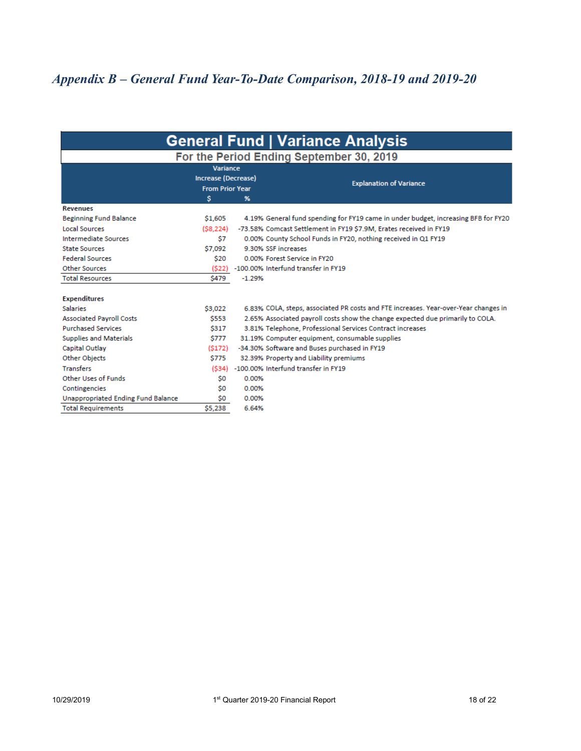*Appendix B – General Fund Year-To-Date Comparison, 2018-19 and 2019-20*

## General Fund | Variance Analysis

### For the Period Ending September 30, 2019

| | Variance Increase (Decrease) From Prior Year | | Explanation of Variance |
|---|---|---|---|
| | $ | % | |
| **Revenues** | | | |
| Beginning Fund Balance | $1,605 | 4.19% | General fund spending for FY19 came in under budget, increasing BFB for FY20 |
| Local Sources | ($8,224) | -73.58% | Comcast Settlement in FY19 $7.9M, Erates received in FY19 |
| Intermediate Sources | $7 | 0.00% | County School Funds in FY20, nothing received in Q1 FY19 |
| State Sources | $7,092 | 9.30% | SSF increases |
| Federal Sources | $20 | 0.00% | Forest Service in FY20 |
| Other Sources | ($22) | -100.00% | Interfund transfer in FY19 |
| Total Resources | $479 | -1.29% | |
| | | | |
| **Expenditures** | | | |
| Salaries | $3,022 | 6.83% | COLA, steps, associated PR costs and FTE increases. Year-over-Year changes in |
| Associated Payroll Costs | $553 | 2.65% | Associated payroll costs show the change expected due primarily to COLA. |
| Purchased Services | $317 | 3.81% | Telephone, Professional Services Contract increases |
| Supplies and Materials | $777 | 31.19% | Computer equipment, consumable supplies |
| Capital Outlay | ($172) | -34.30% | Software and Buses purchased in FY19 |
| Other Objects | $775 | 32.39% | Property and Liability premiums |
| Transfers | ($34) | -100.00% | Interfund transfer in FY19 |
| Other Uses of Funds | $0 | 0.00% | |
| Contingencies | $0 | 0.00% | |
| Unappropriated Ending Fund Balance | $0 | 0.00% | |
| Total Requirements | $5,238 | 6.64% | |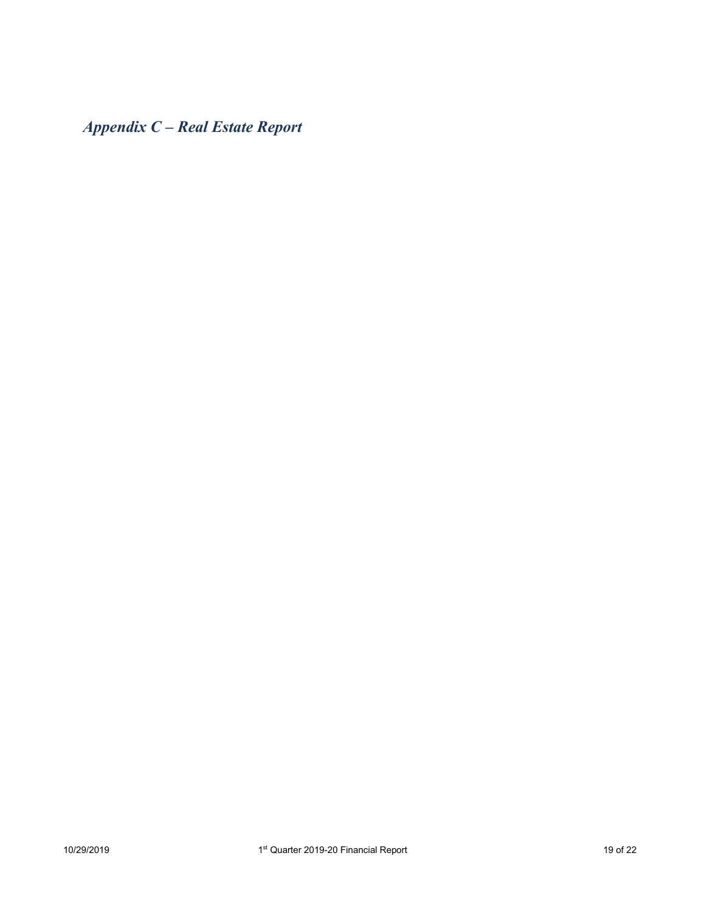## *Appendix C – Real Estate Report*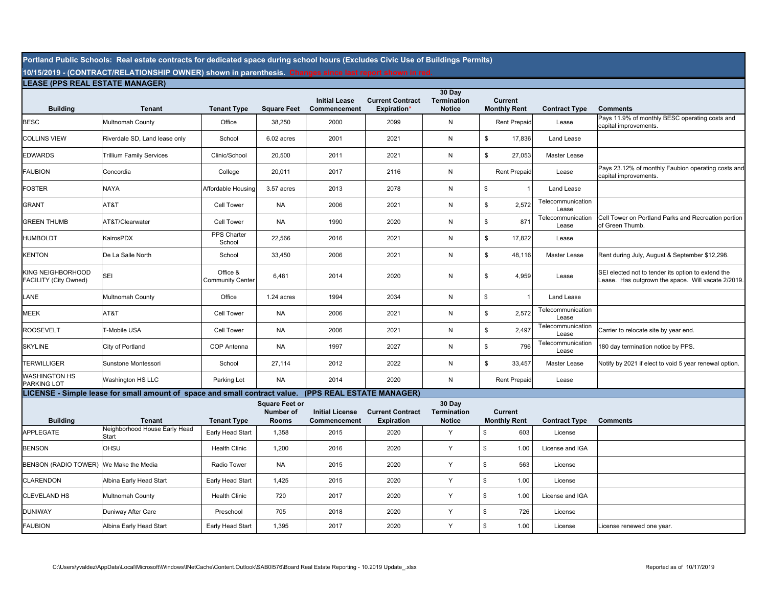**Portland Public Schools: Real estate contracts for dedicated space during school hours (Excludes Civic Use of Buildings Permits)**

**10/15/2019 - (CONTRACT/RELATIONSHIP OWNER) shown in parenthesis. Changes since last report shown in red.**

**LEASE (PPS REAL ESTATE MANAGER)**

| Building | Tenant | Tenant Type | Square Feet | Initial Lease Commencement | Current Contract Expiration* | 30 Day Termination Notice | Current Monthly Rent | Contract Type | Comments |
|---|---|---|---|---|---|---|---|---|---|
| BESC | Multnomah County | Office | 38,250 | 2000 | 2099 | N | Rent Prepaid | Lease | Pays 11.9% of monthly BESC operating costs and capital improvements. |
| COLLINS VIEW | Riverdale SD, Land lease only | School | 6.02 acres | 2001 | 2021 | N | $ 17,836 | Land Lease | |
| EDWARDS | Trillium Family Services | Clinic/School | 20,500 | 2011 | 2021 | N | $ 27,053 | Master Lease | |
| FAUBION | Concordia | College | 20,011 | 2017 | 2116 | N | Rent Prepaid | Lease | Pays 23.12% of monthly Faubion operating costs and capital improvements. |
| FOSTER | NAYA | Affordable Housing | 3.57 acres | 2013 | 2078 | N | $ 1 | Land Lease | |
| GRANT | AT&T | Cell Tower | NA | 2006 | 2021 | N | $ 2,572 | Telecommunication Lease | |
| GREEN THUMB | AT&T/Clearwater | Cell Tower | NA | 1990 | 2020 | N | $ 871 | Telecommunication Lease | Cell Tower on Portland Parks and Recreation portion of Green Thumb. |
| HUMBOLDT | KairosPDX | PPS Charter School | 22,566 | 2016 | 2021 | N | $ 17,822 | Lease | |
| KENTON | De La Salle North | School | 33,450 | 2006 | 2021 | N | $ 48,116 | Master Lease | Rent during July, August & September $12,298. |
| KING NEIGHBORHOOD FACILITY (City Owned) | SEI | Office & Community Center | 6,481 | 2014 | 2020 | N | $ 4,959 | Lease | SEI elected not to tender its option to extend the Lease. Has outgrown the space. Will vacate 2/2019. |
| LANE | Multnomah County | Office | 1.24 acres | 1994 | 2034 | N | $ 1 | Land Lease | |
| MEEK | AT&T | Cell Tower | NA | 2006 | 2021 | N | $ 2,572 | Telecommunication Lease | |
| ROOSEVELT | T-Mobile USA | Cell Tower | NA | 2006 | 2021 | N | $ 2,497 | Telecommunication Lease | Carrier to relocate site by year end. |
| SKYLINE | City of Portland | COP Antenna | NA | 1997 | 2027 | N | $ 796 | Telecommunication Lease | 180 day termination notice by PPS. |
| TERWILLIGER | Sunstone Montessori | School | 27,114 | 2012 | 2022 | N | $ 33,457 | Master Lease | Notify by 2021 if elect to void 5 year renewal option. |
| WASHINGTON HS PARKING LOT | Washington HS LLC | Parking Lot | NA | 2014 | 2020 | N | Rent Prepaid | Lease | |

**LICENSE - Simple lease for small amount of space and small contract value. (PPS REAL ESTATE MANAGER)**

| Building | Tenant | Tenant Type | Square Feet or Number of Rooms | Initial License Commencement | Current Contract Expiration | 30 Day Termination Notice | Current Monthly Rent | Contract Type | Comments |
|---|---|---|---|---|---|---|---|---|---|
| APPLEGATE | Neighborhood House Early Head Start | Early Head Start | 1,358 | 2015 | 2020 | Y | $ 603 | License | |
| BENSON | OHSU | Health Clinic | 1,200 | 2016 | 2020 | Y | $ 1.00 | License and IGA | |
| BENSON (RADIO TOWER) | We Make the Media | Radio Tower | NA | 2015 | 2020 | Y | $ 563 | License | |
| CLARENDON | Albina Early Head Start | Early Head Start | 1,425 | 2015 | 2020 | Y | $ 1.00 | License | |
| CLEVELAND HS | Multnomah County | Health Clinic | 720 | 2017 | 2020 | Y | $ 1.00 | License and IGA | |
| DUNIWAY | Duniway After Care | Preschool | 705 | 2018 | 2020 | Y | $ 726 | License | |
| FAUBION | Albina Early Head Start | Early Head Start | 1,395 | 2017 | 2020 | Y | $ 1.00 | License | License renewed one year. |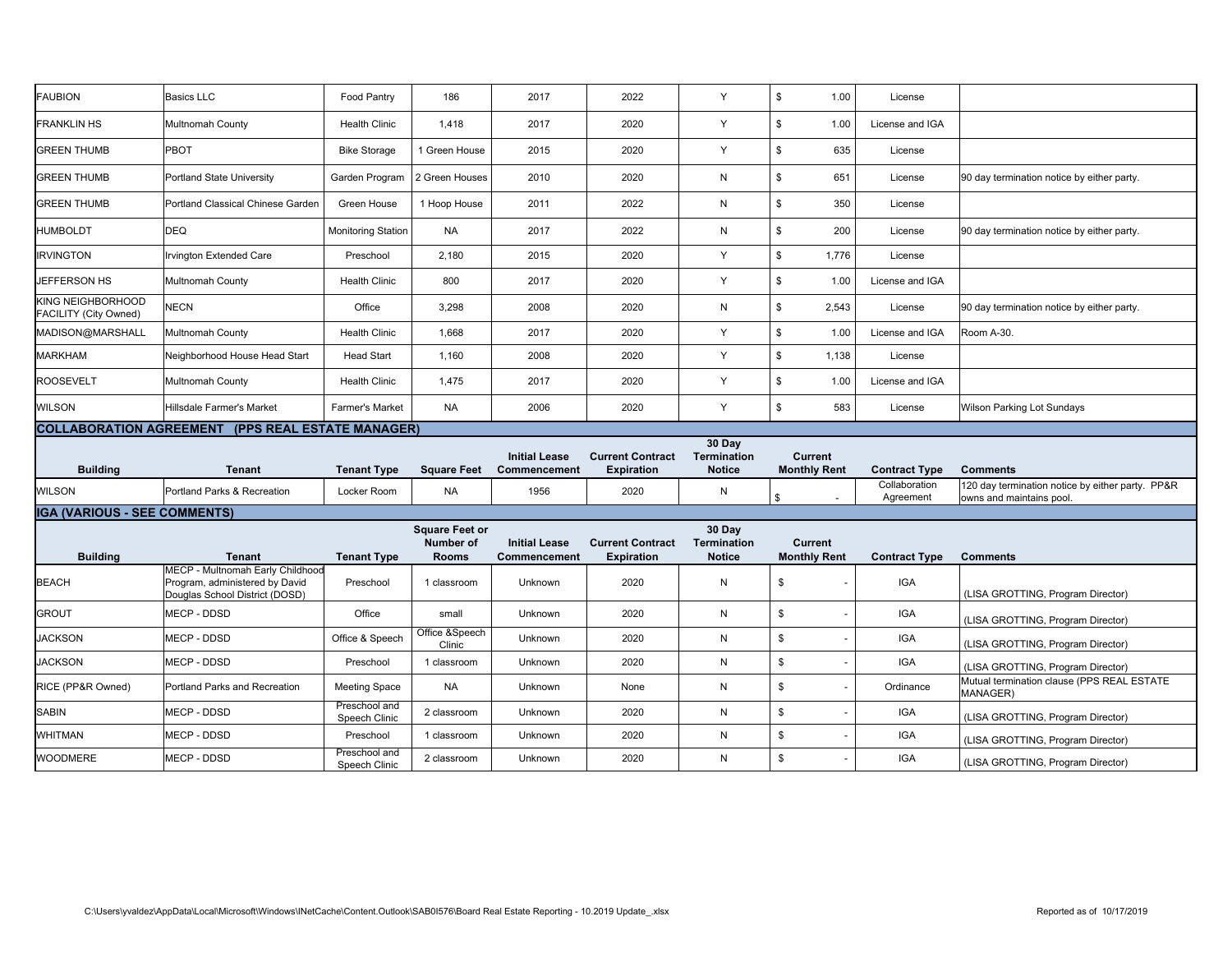| | | | | | | | | | |
|---|---|---|---|---|---|---|---|---|---|
| FAUBION | Basics LLC | Food Pantry | 186 | 2017 | 2022 | Y | $ 1.00 | License | |
| FRANKLIN HS | Multnomah County | Health Clinic | 1,418 | 2017 | 2020 | Y | $ 1.00 | License and IGA | |
| GREEN THUMB | PBOT | Bike Storage | 1 Green House | 2015 | 2020 | Y | $ 635 | License | |
| GREEN THUMB | Portland State University | Garden Program | 2 Green Houses | 2010 | 2020 | N | $ 651 | License | 90 day termination notice by either party. |
| GREEN THUMB | Portland Classical Chinese Garden | Green House | 1 Hoop House | 2011 | 2022 | N | $ 350 | License | |
| HUMBOLDT | DEQ | Monitoring Station | NA | 2017 | 2022 | N | $ 200 | License | 90 day termination notice by either party. |
| IRVINGTON | Irvington Extended Care | Preschool | 2,180 | 2015 | 2020 | Y | $ 1,776 | License | |
| JEFFERSON HS | Multnomah County | Health Clinic | 800 | 2017 | 2020 | Y | $ 1.00 | License and IGA | |
| KING NEIGHBORHOOD FACILITY (City Owned) | NECN | Office | 3,298 | 2008 | 2020 | N | $ 2,543 | License | 90 day termination notice by either party. |
| MADISON@MARSHALL | Multnomah County | Health Clinic | 1,668 | 2017 | 2020 | Y | $ 1.00 | License and IGA | Room A-30. |
| MARKHAM | Neighborhood House Head Start | Head Start | 1,160 | 2008 | 2020 | Y | $ 1,138 | License | |
| ROOSEVELT | Multnomah County | Health Clinic | 1,475 | 2017 | 2020 | Y | $ 1.00 | License and IGA | |
| WILSON | Hillsdale Farmer's Market | Farmer's Market | NA | 2006 | 2020 | Y | $ 583 | License | Wilson Parking Lot Sundays |

**COLLABORATION AGREEMENT (PPS REAL ESTATE MANAGER)**

| Building | Tenant | Tenant Type | Square Feet | Initial Lease Commencement | Current Contract Expiration | 30 Day Termination Notice | Current Monthly Rent | Contract Type | Comments |
|---|---|---|---|---|---|---|---|---|---|
| WILSON | Portland Parks & Recreation | Locker Room | NA | 1956 | 2020 | N | $ - | Collaboration Agreement | 120 day termination notice by either party. PP&R owns and maintains pool. |

**IGA (VARIOUS - SEE COMMENTS)**

| Building | Tenant | Tenant Type | Square Feet or Number of Rooms | Initial Lease Commencement | Current Contract Expiration | 30 Day Termination Notice | Current Monthly Rent | Contract Type | Comments |
|---|---|---|---|---|---|---|---|---|---|
| BEACH | MECP - Multnomah Early Childhood Program, administered by David Douglas School District (DOSD) | Preschool | 1 classroom | Unknown | 2020 | N | $ - | IGA | (LISA GROTTING, Program Director) |
| GROUT | MECP - DDSD | Office | small | Unknown | 2020 | N | $ - | IGA | (LISA GROTTING, Program Director) |
| JACKSON | MECP - DDSD | Office & Speech | Office &Speech Clinic | Unknown | 2020 | N | $ - | IGA | (LISA GROTTING, Program Director) |
| JACKSON | MECP - DDSD | Preschool | 1 classroom | Unknown | 2020 | N | $ - | IGA | (LISA GROTTING, Program Director) |
| RICE (PP&R Owned) | Portland Parks and Recreation | Meeting Space | NA | Unknown | None | N | $ - | Ordinance | Mutual termination clause (PPS REAL ESTATE MANAGER) |
| SABIN | MECP - DDSD | Preschool and Speech Clinic | 2 classroom | Unknown | 2020 | N | $ - | IGA | (LISA GROTTING, Program Director) |
| WHITMAN | MECP - DDSD | Preschool | 1 classroom | Unknown | 2020 | N | $ - | IGA | (LISA GROTTING, Program Director) |
| WOODMERE | MECP - DDSD | Preschool and Speech Clinic | 2 classroom | Unknown | 2020 | N | $ - | IGA | (LISA GROTTING, Program Director) |

C:\Users\yvaldez\AppData\Local\Microsoft\Windows\INetCache\Content.Outlook\SAB0I576\Board Real Estate Reporting - 10.2019 Update_.xlsx

Reported as of 10/17/2019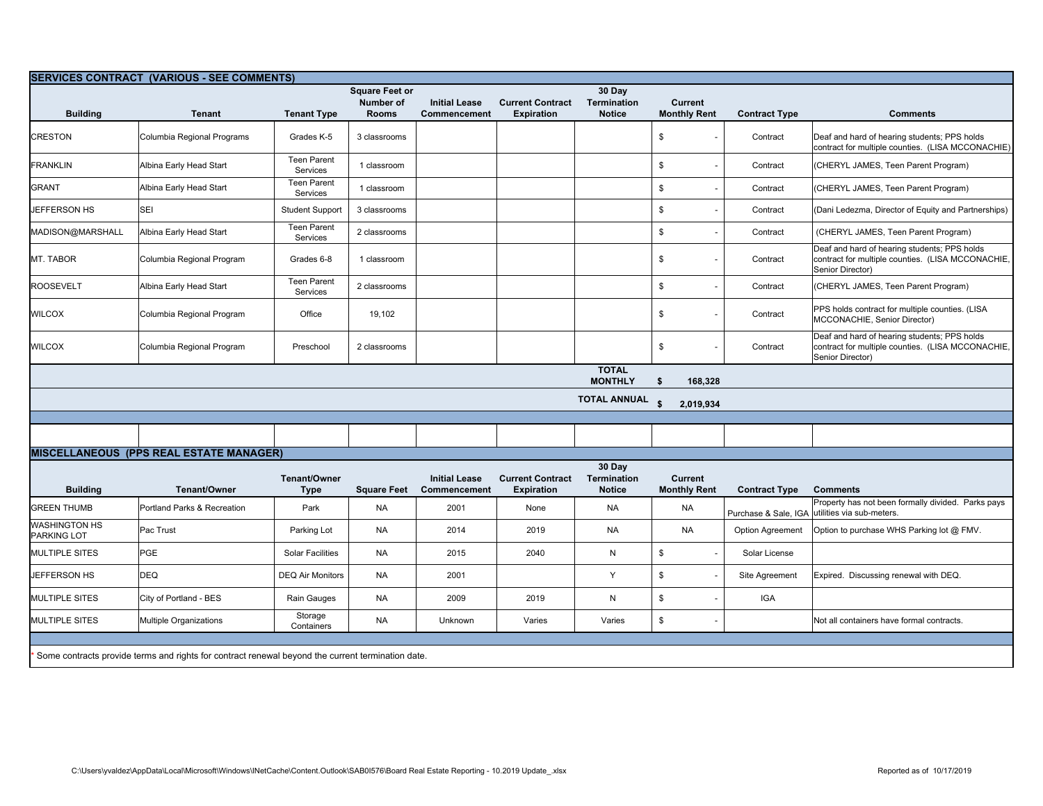## SERVICES CONTRACT (VARIOUS - SEE COMMENTS)

| Building | Tenant | Tenant Type | Square Feet or Number of Rooms | Initial Lease Commencement | Current Contract Expiration | 30 Day Termination Notice | Current Monthly Rent | Contract Type | Comments |
|---|---|---|---|---|---|---|---|---|---|
| CRESTON | Columbia Regional Programs | Grades K-5 | 3 classrooms | | | | $ - | Contract | Deaf and hard of hearing students; PPS holds contract for multiple counties. (LISA MCCONACHIE) |
| FRANKLIN | Albina Early Head Start | Teen Parent Services | 1 classroom | | | | $ - | Contract | (CHERYL JAMES, Teen Parent Program) |
| GRANT | Albina Early Head Start | Teen Parent Services | 1 classroom | | | | $ - | Contract | (CHERYL JAMES, Teen Parent Program) |
| JEFFERSON HS | SEI | Student Support | 3 classrooms | | | | $ - | Contract | (Dani Ledezma, Director of Equity and Partnerships) |
| MADISON@MARSHALL | Albina Early Head Start | Teen Parent Services | 2 classrooms | | | | $ - | Contract | (CHERYL JAMES, Teen Parent Program) |
| MT. TABOR | Columbia Regional Program | Grades 6-8 | 1 classroom | | | | $ - | Contract | Deaf and hard of hearing students; PPS holds contract for multiple counties. (LISA MCCONACHIE, Senior Director) |
| ROOSEVELT | Albina Early Head Start | Teen Parent Services | 2 classrooms | | | | $ - | Contract | (CHERYL JAMES, Teen Parent Program) |
| WILCOX | Columbia Regional Program | Office | 19,102 | | | | $ - | Contract | PPS holds contract for multiple counties. (LISA MCCONACHIE, Senior Director) |
| WILCOX | Columbia Regional Program | Preschool | 2 classrooms | | | | $ - | Contract | Deaf and hard of hearing students; PPS holds contract for multiple counties. (LISA MCCONACHIE, Senior Director) |
| | | | | | | TOTAL MONTHLY | $ 168,328 | | |
| | | | | | | TOTAL ANNUAL | $ 2,019,934 | | |

## MISCELLANEOUS (PPS REAL ESTATE MANAGER)

| Building | Tenant/Owner | Tenant/Owner Type | Square Feet | Initial Lease Commencement | Current Contract Expiration | 30 Day Termination Notice | Current Monthly Rent | Contract Type | Comments |
|---|---|---|---|---|---|---|---|---|---|
| GREEN THUMB | Portland Parks & Recreation | Park | NA | 2001 | None | NA | NA | Purchase & Sale, IGA | Property has not been formally divided. Parks pays utilities via sub-meters. |
| WASHINGTON HS PARKING LOT | Pac Trust | Parking Lot | NA | 2014 | 2019 | NA | NA | Option Agreement | Option to purchase WHS Parking lot @ FMV. |
| MULTIPLE SITES | PGE | Solar Facilities | NA | 2015 | 2040 | N | $ - | Solar License | |
| JEFFERSON HS | DEQ | DEQ Air Monitors | NA | 2001 | | Y | $ - | Site Agreement | Expired. Discussing renewal with DEQ. |
| MULTIPLE SITES | City of Portland - BES | Rain Gauges | NA | 2009 | 2019 | N | $ - | IGA | |
| MULTIPLE SITES | Multiple Organizations | Storage Containers | NA | Unknown | Varies | Varies | $ - | | Not all containers have formal contracts. |

* Some contracts provide terms and rights for contract renewal beyond the current termination date.

C:\Users\yvaldez\AppData\Local\Microsoft\Windows\INetCache\Content.Outlook\SAB0I576\Board Real Estate Reporting - 10.2019 Update_.xlsx

Reported as of 10/17/2019